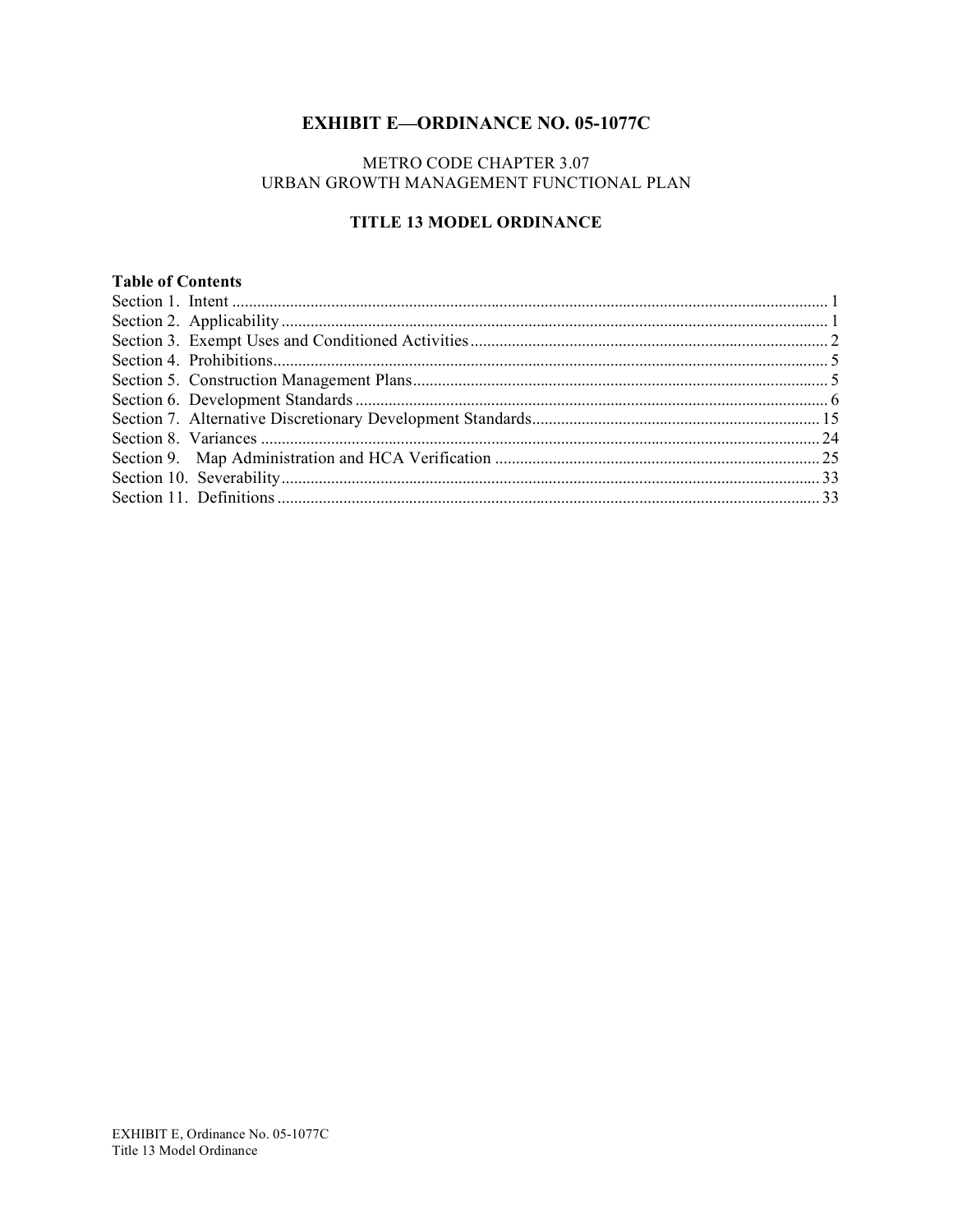# EXHIBIT E—ORDINANCE NO. 05-1077C

METRO CODE CHAPTER 3.07
URBAN GROWTH MANAGEMENT FUNCTIONAL PLAN

## TITLE 13 MODEL ORDINANCE

**Table of Contents**

| | |
|---|---|
| Section 1. Intent | 1 |
| Section 2. Applicability | 1 |
| Section 3. Exempt Uses and Conditioned Activities | 2 |
| Section 4. Prohibitions | 5 |
| Section 5. Construction Management Plans | 5 |
| Section 6. Development Standards | 6 |
| Section 7. Alternative Discretionary Development Standards | 15 |
| Section 8. Variances | 24 |
| Section 9. Map Administration and HCA Verification | 25 |
| Section 10. Severability | 33 |
| Section 11. Definitions | 33 |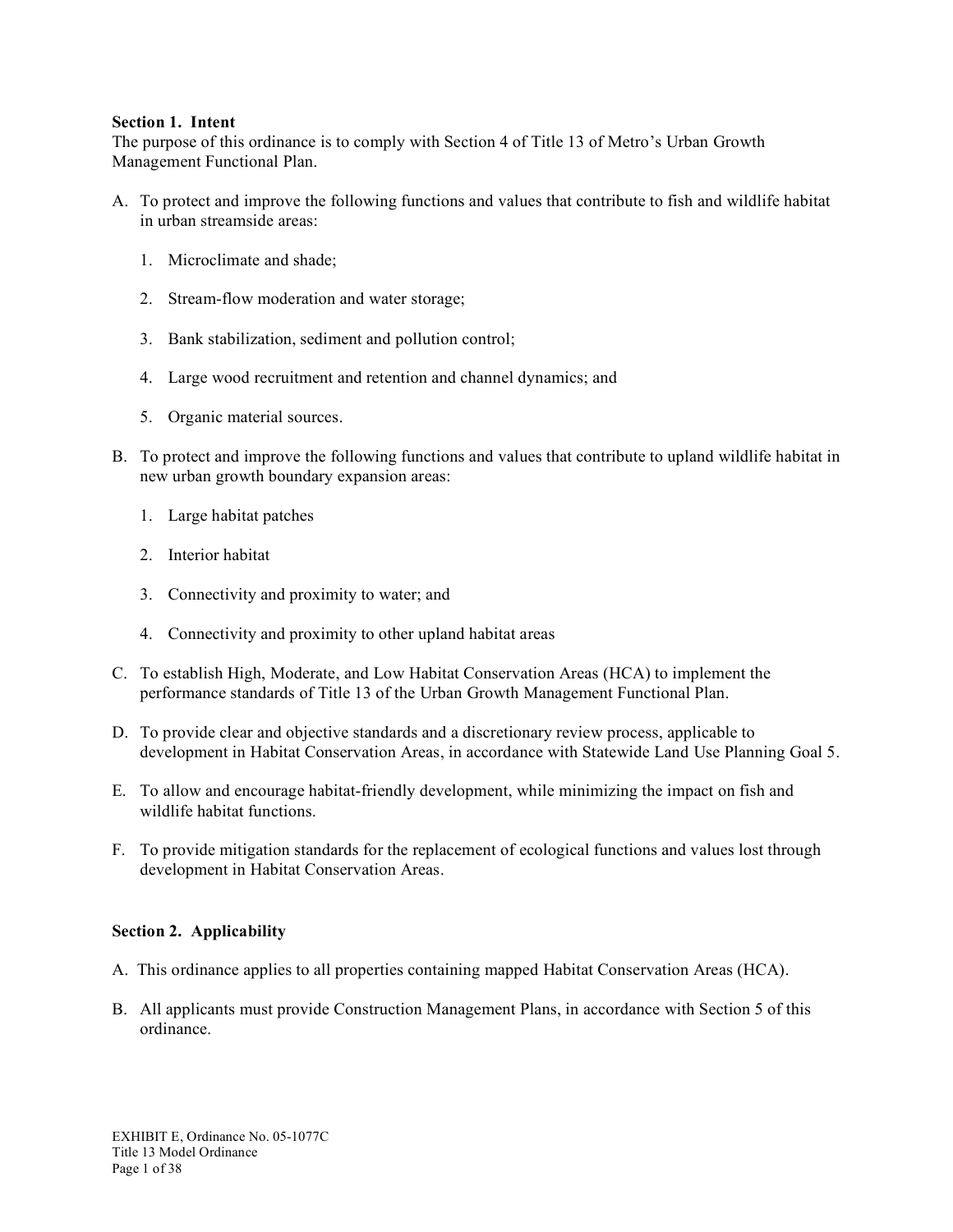**Section 1. Intent**

The purpose of this ordinance is to comply with Section 4 of Title 13 of Metro's Urban Growth Management Functional Plan.

A. To protect and improve the following functions and values that contribute to fish and wildlife habitat in urban streamside areas:

   1. Microclimate and shade;

   2. Stream-flow moderation and water storage;

   3. Bank stabilization, sediment and pollution control;

   4. Large wood recruitment and retention and channel dynamics; and

   5. Organic material sources.

B. To protect and improve the following functions and values that contribute to upland wildlife habitat in new urban growth boundary expansion areas:

   1. Large habitat patches

   2. Interior habitat

   3. Connectivity and proximity to water; and

   4. Connectivity and proximity to other upland habitat areas

C. To establish High, Moderate, and Low Habitat Conservation Areas (HCA) to implement the performance standards of Title 13 of the Urban Growth Management Functional Plan.

D. To provide clear and objective standards and a discretionary review process, applicable to development in Habitat Conservation Areas, in accordance with Statewide Land Use Planning Goal 5.

E. To allow and encourage habitat-friendly development, while minimizing the impact on fish and wildlife habitat functions.

F. To provide mitigation standards for the replacement of ecological functions and values lost through development in Habitat Conservation Areas.

**Section 2. Applicability**

A. This ordinance applies to all properties containing mapped Habitat Conservation Areas (HCA).

B. All applicants must provide Construction Management Plans, in accordance with Section 5 of this ordinance.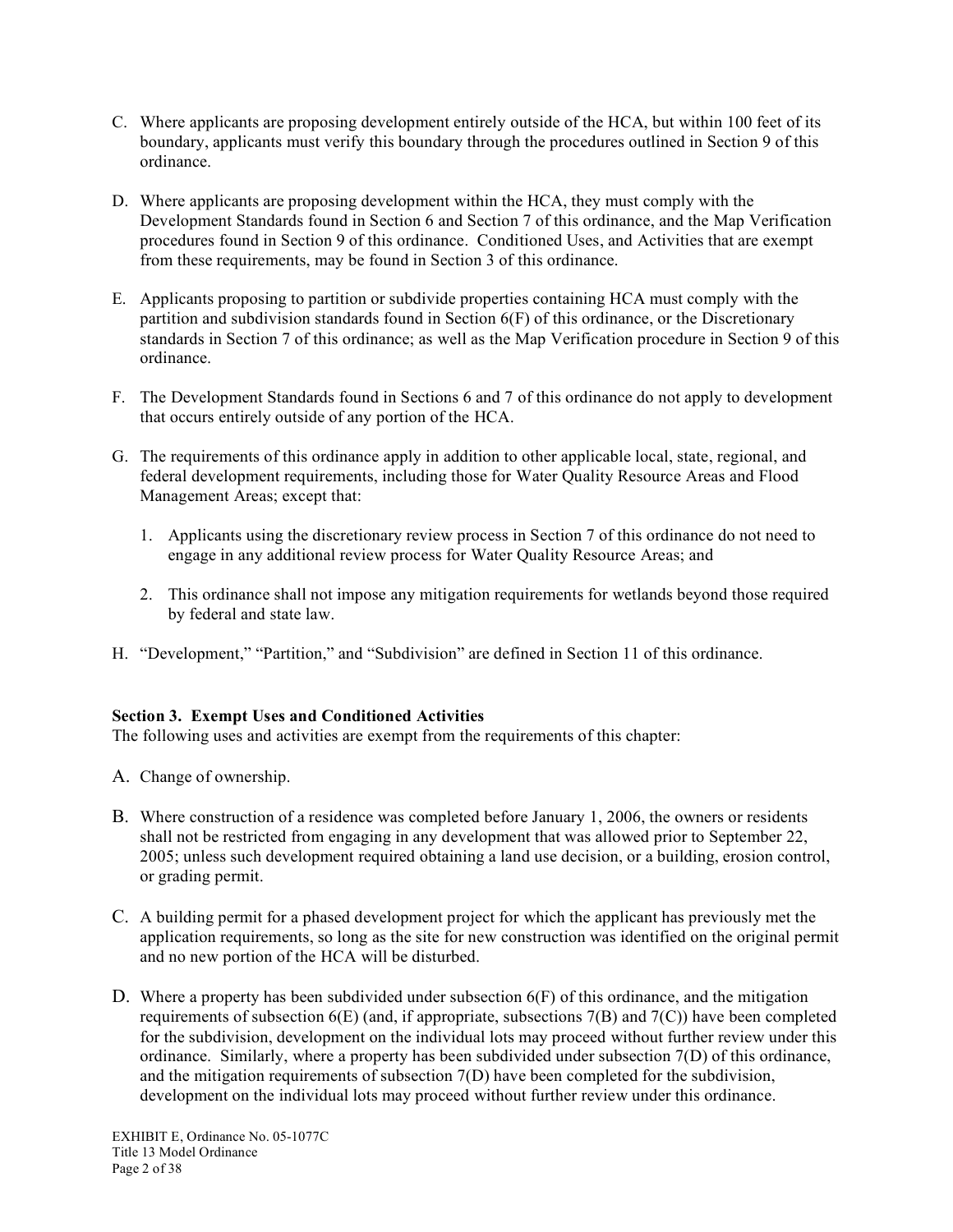C. Where applicants are proposing development entirely outside of the HCA, but within 100 feet of its boundary, applicants must verify this boundary through the procedures outlined in Section 9 of this ordinance.

D. Where applicants are proposing development within the HCA, they must comply with the Development Standards found in Section 6 and Section 7 of this ordinance, and the Map Verification procedures found in Section 9 of this ordinance. Conditioned Uses, and Activities that are exempt from these requirements, may be found in Section 3 of this ordinance.

E. Applicants proposing to partition or subdivide properties containing HCA must comply with the partition and subdivision standards found in Section 6(F) of this ordinance, or the Discretionary standards in Section 7 of this ordinance; as well as the Map Verification procedure in Section 9 of this ordinance.

F. The Development Standards found in Sections 6 and 7 of this ordinance do not apply to development that occurs entirely outside of any portion of the HCA.

G. The requirements of this ordinance apply in addition to other applicable local, state, regional, and federal development requirements, including those for Water Quality Resource Areas and Flood Management Areas; except that:

   1. Applicants using the discretionary review process in Section 7 of this ordinance do not need to engage in any additional review process for Water Quality Resource Areas; and

   2. This ordinance shall not impose any mitigation requirements for wetlands beyond those required by federal and state law.

H. "Development," "Partition," and "Subdivision" are defined in Section 11 of this ordinance.

**Section 3. Exempt Uses and Conditioned Activities**

The following uses and activities are exempt from the requirements of this chapter:

A. Change of ownership.

B. Where construction of a residence was completed before January 1, 2006, the owners or residents shall not be restricted from engaging in any development that was allowed prior to September 22, 2005; unless such development required obtaining a land use decision, or a building, erosion control, or grading permit.

C. A building permit for a phased development project for which the applicant has previously met the application requirements, so long as the site for new construction was identified on the original permit and no new portion of the HCA will be disturbed.

D. Where a property has been subdivided under subsection 6(F) of this ordinance, and the mitigation requirements of subsection 6(E) (and, if appropriate, subsections 7(B) and 7(C)) have been completed for the subdivision, development on the individual lots may proceed without further review under this ordinance. Similarly, where a property has been subdivided under subsection 7(D) of this ordinance, and the mitigation requirements of subsection 7(D) have been completed for the subdivision, development on the individual lots may proceed without further review under this ordinance.

EXHIBIT E, Ordinance No. 05-1077C
Title 13 Model Ordinance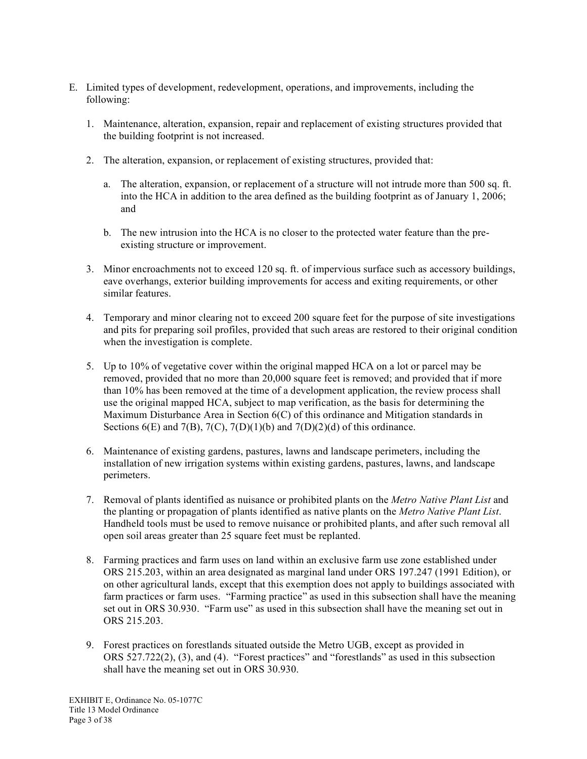E. Limited types of development, redevelopment, operations, and improvements, including the following:

   1. Maintenance, alteration, expansion, repair and replacement of existing structures provided that the building footprint is not increased.

   2. The alteration, expansion, or replacement of existing structures, provided that:

      a. The alteration, expansion, or replacement of a structure will not intrude more than 500 sq. ft. into the HCA in addition to the area defined as the building footprint as of January 1, 2006; and

      b. The new intrusion into the HCA is no closer to the protected water feature than the pre-existing structure or improvement.

   3. Minor encroachments not to exceed 120 sq. ft. of impervious surface such as accessory buildings, eave overhangs, exterior building improvements for access and exiting requirements, or other similar features.

   4. Temporary and minor clearing not to exceed 200 square feet for the purpose of site investigations and pits for preparing soil profiles, provided that such areas are restored to their original condition when the investigation is complete.

   5. Up to 10% of vegetative cover within the original mapped HCA on a lot or parcel may be removed, provided that no more than 20,000 square feet is removed; and provided that if more than 10% has been removed at the time of a development application, the review process shall use the original mapped HCA, subject to map verification, as the basis for determining the Maximum Disturbance Area in Section 6(C) of this ordinance and Mitigation standards in Sections 6(E) and 7(B), 7(C), 7(D)(1)(b) and 7(D)(2)(d) of this ordinance.

   6. Maintenance of existing gardens, pastures, lawns and landscape perimeters, including the installation of new irrigation systems within existing gardens, pastures, lawns, and landscape perimeters.

   7. Removal of plants identified as nuisance or prohibited plants on the *Metro Native Plant List* and the planting or propagation of plants identified as native plants on the *Metro Native Plant List*. Handheld tools must be used to remove nuisance or prohibited plants, and after such removal all open soil areas greater than 25 square feet must be replanted.

   8. Farming practices and farm uses on land within an exclusive farm use zone established under ORS 215.203, within an area designated as marginal land under ORS 197.247 (1991 Edition), or on other agricultural lands, except that this exemption does not apply to buildings associated with farm practices or farm uses. "Farming practice" as used in this subsection shall have the meaning set out in ORS 30.930. "Farm use" as used in this subsection shall have the meaning set out in ORS 215.203.

   9. Forest practices on forestlands situated outside the Metro UGB, except as provided in ORS 527.722(2), (3), and (4). "Forest practices" and "forestlands" as used in this subsection shall have the meaning set out in ORS 30.930.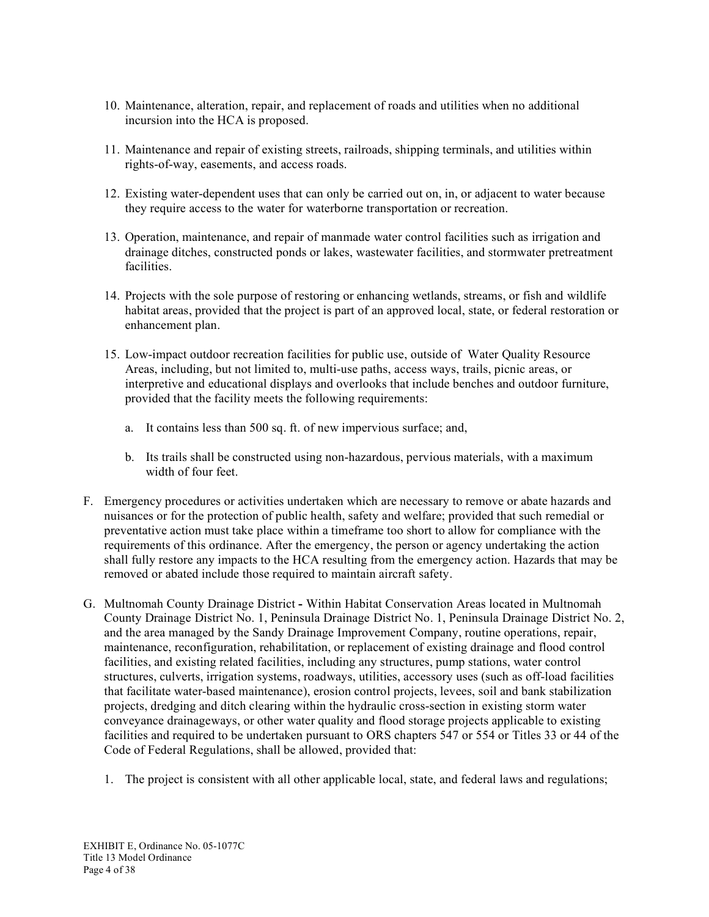10. Maintenance, alteration, repair, and replacement of roads and utilities when no additional incursion into the HCA is proposed.

11. Maintenance and repair of existing streets, railroads, shipping terminals, and utilities within rights-of-way, easements, and access roads.

12. Existing water-dependent uses that can only be carried out on, in, or adjacent to water because they require access to the water for waterborne transportation or recreation.

13. Operation, maintenance, and repair of manmade water control facilities such as irrigation and drainage ditches, constructed ponds or lakes, wastewater facilities, and stormwater pretreatment facilities.

14. Projects with the sole purpose of restoring or enhancing wetlands, streams, or fish and wildlife habitat areas, provided that the project is part of an approved local, state, or federal restoration or enhancement plan.

15. Low-impact outdoor recreation facilities for public use, outside of Water Quality Resource Areas, including, but not limited to, multi-use paths, access ways, trails, picnic areas, or interpretive and educational displays and overlooks that include benches and outdoor furniture, provided that the facility meets the following requirements:

    a. It contains less than 500 sq. ft. of new impervious surface; and,

    b. Its trails shall be constructed using non-hazardous, pervious materials, with a maximum width of four feet.

F. Emergency procedures or activities undertaken which are necessary to remove or abate hazards and nuisances or for the protection of public health, safety and welfare; provided that such remedial or preventative action must take place within a timeframe too short to allow for compliance with the requirements of this ordinance. After the emergency, the person or agency undertaking the action shall fully restore any impacts to the HCA resulting from the emergency action. Hazards that may be removed or abated include those required to maintain aircraft safety.

G. Multnomah County Drainage District - Within Habitat Conservation Areas located in Multnomah County Drainage District No. 1, Peninsula Drainage District No. 1, Peninsula Drainage District No. 2, and the area managed by the Sandy Drainage Improvement Company, routine operations, repair, maintenance, reconfiguration, rehabilitation, or replacement of existing drainage and flood control facilities, and existing related facilities, including any structures, pump stations, water control structures, culverts, irrigation systems, roadways, utilities, accessory uses (such as off-load facilities that facilitate water-based maintenance), erosion control projects, levees, soil and bank stabilization projects, dredging and ditch clearing within the hydraulic cross-section in existing storm water conveyance drainageways, or other water quality and flood storage projects applicable to existing facilities and required to be undertaken pursuant to ORS chapters 547 or 554 or Titles 33 or 44 of the Code of Federal Regulations, shall be allowed, provided that:

    1. The project is consistent with all other applicable local, state, and federal laws and regulations;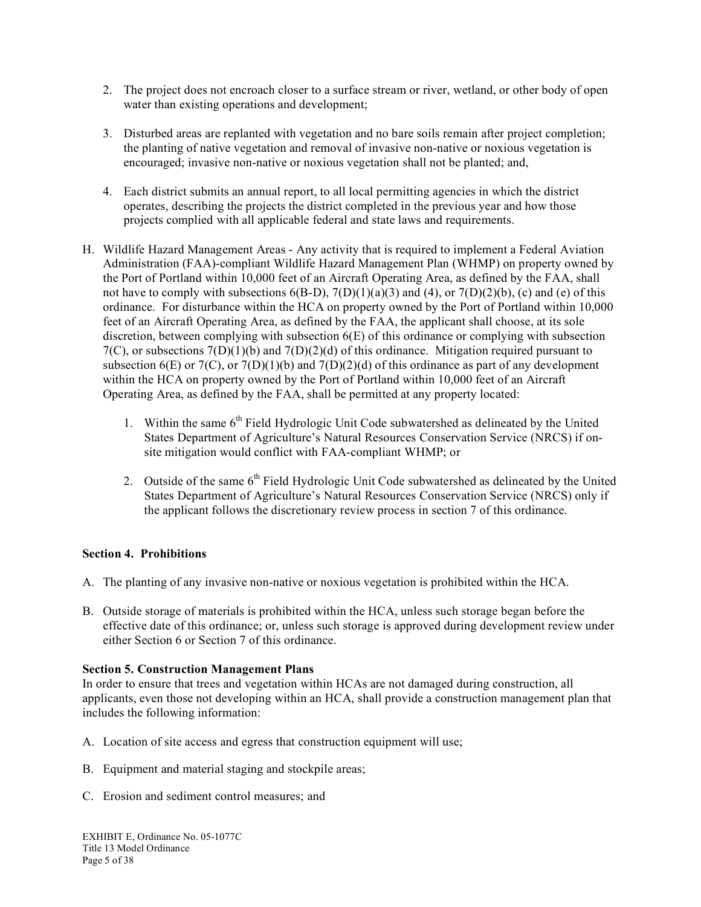2. The project does not encroach closer to a surface stream or river, wetland, or other body of open water than existing operations and development;

3. Disturbed areas are replanted with vegetation and no bare soils remain after project completion; the planting of native vegetation and removal of invasive non-native or noxious vegetation is encouraged; invasive non-native or noxious vegetation shall not be planted; and,

4. Each district submits an annual report, to all local permitting agencies in which the district operates, describing the projects the district completed in the previous year and how those projects complied with all applicable federal and state laws and requirements.

H. Wildlife Hazard Management Areas - Any activity that is required to implement a Federal Aviation Administration (FAA)-compliant Wildlife Hazard Management Plan (WHMP) on property owned by the Port of Portland within 10,000 feet of an Aircraft Operating Area, as defined by the FAA, shall not have to comply with subsections 6(B-D), 7(D)(1)(a)(3) and (4), or 7(D)(2)(b), (c) and (e) of this ordinance. For disturbance within the HCA on property owned by the Port of Portland within 10,000 feet of an Aircraft Operating Area, as defined by the FAA, the applicant shall choose, at its sole discretion, between complying with subsection 6(E) of this ordinance or complying with subsection 7(C), or subsections 7(D)(1)(b) and 7(D)(2)(d) of this ordinance. Mitigation required pursuant to subsection 6(E) or 7(C), or 7(D)(1)(b) and 7(D)(2)(d) of this ordinance as part of any development within the HCA on property owned by the Port of Portland within 10,000 feet of an Aircraft Operating Area, as defined by the FAA, shall be permitted at any property located:

   1. Within the same 6th Field Hydrologic Unit Code subwatershed as delineated by the United States Department of Agriculture's Natural Resources Conservation Service (NRCS) if on-site mitigation would conflict with FAA-compliant WHMP; or

   2. Outside of the same 6th Field Hydrologic Unit Code subwatershed as delineated by the United States Department of Agriculture's Natural Resources Conservation Service (NRCS) only if the applicant follows the discretionary review process in section 7 of this ordinance.

**Section 4. Prohibitions**

A. The planting of any invasive non-native or noxious vegetation is prohibited within the HCA.

B. Outside storage of materials is prohibited within the HCA, unless such storage began before the effective date of this ordinance; or, unless such storage is approved during development review under either Section 6 or Section 7 of this ordinance.

**Section 5. Construction Management Plans**

In order to ensure that trees and vegetation within HCAs are not damaged during construction, all applicants, even those not developing within an HCA, shall provide a construction management plan that includes the following information:

A. Location of site access and egress that construction equipment will use;

B. Equipment and material staging and stockpile areas;

C. Erosion and sediment control measures; and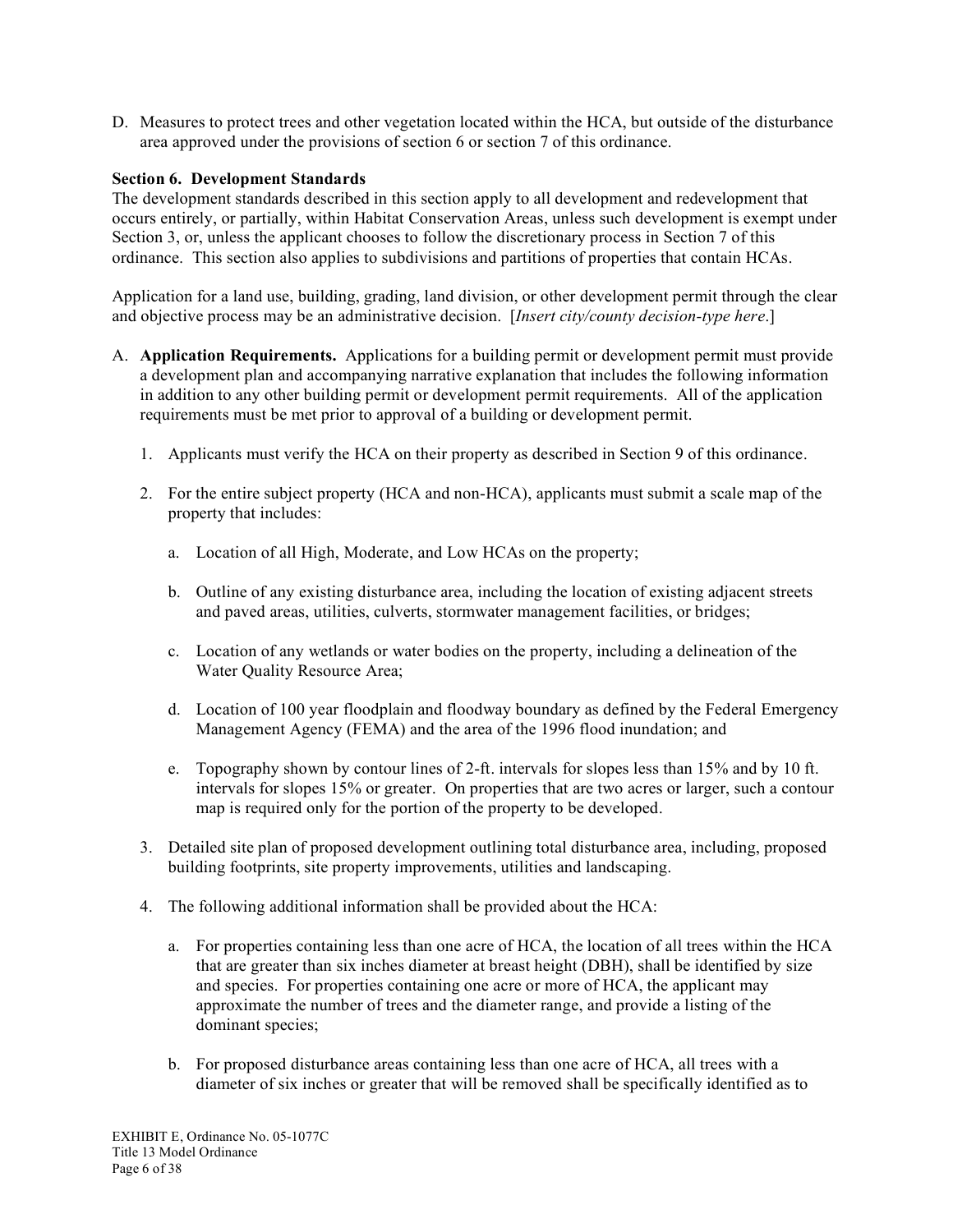D. Measures to protect trees and other vegetation located within the HCA, but outside of the disturbance area approved under the provisions of section 6 or section 7 of this ordinance.

**Section 6. Development Standards**

The development standards described in this section apply to all development and redevelopment that occurs entirely, or partially, within Habitat Conservation Areas, unless such development is exempt under Section 3, or, unless the applicant chooses to follow the discretionary process in Section 7 of this ordinance. This section also applies to subdivisions and partitions of properties that contain HCAs.

Application for a land use, building, grading, land division, or other development permit through the clear and objective process may be an administrative decision. [*Insert city/county decision-type here*.]

A. **Application Requirements.** Applications for a building permit or development permit must provide a development plan and accompanying narrative explanation that includes the following information in addition to any other building permit or development permit requirements. All of the application requirements must be met prior to approval of a building or development permit.

   1. Applicants must verify the HCA on their property as described in Section 9 of this ordinance.

   2. For the entire subject property (HCA and non-HCA), applicants must submit a scale map of the property that includes:

      a. Location of all High, Moderate, and Low HCAs on the property;

      b. Outline of any existing disturbance area, including the location of existing adjacent streets and paved areas, utilities, culverts, stormwater management facilities, or bridges;

      c. Location of any wetlands or water bodies on the property, including a delineation of the Water Quality Resource Area;

      d. Location of 100 year floodplain and floodway boundary as defined by the Federal Emergency Management Agency (FEMA) and the area of the 1996 flood inundation; and

      e. Topography shown by contour lines of 2-ft. intervals for slopes less than 15% and by 10 ft. intervals for slopes 15% or greater. On properties that are two acres or larger, such a contour map is required only for the portion of the property to be developed.

   3. Detailed site plan of proposed development outlining total disturbance area, including, proposed building footprints, site property improvements, utilities and landscaping.

   4. The following additional information shall be provided about the HCA:

      a. For properties containing less than one acre of HCA, the location of all trees within the HCA that are greater than six inches diameter at breast height (DBH), shall be identified by size and species. For properties containing one acre or more of HCA, the applicant may approximate the number of trees and the diameter range, and provide a listing of the dominant species;

      b. For proposed disturbance areas containing less than one acre of HCA, all trees with a diameter of six inches or greater that will be removed shall be specifically identified as to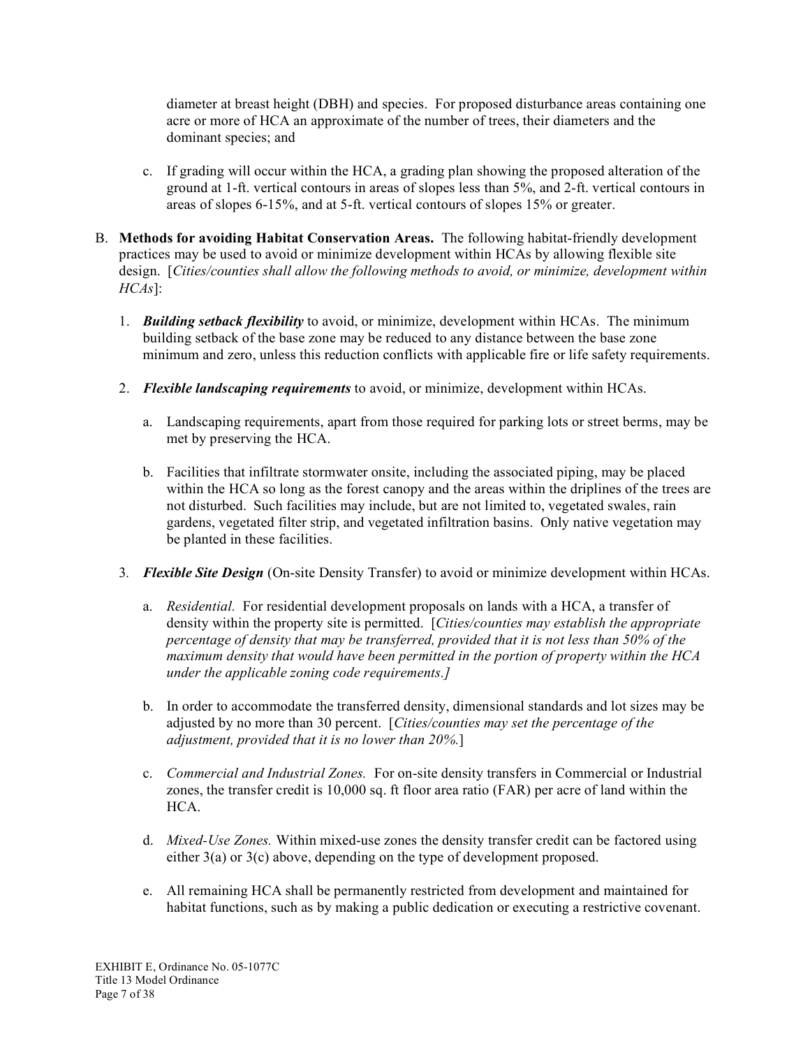diameter at breast height (DBH) and species. For proposed disturbance areas containing one acre or more of HCA an approximate of the number of trees, their diameters and the dominant species; and

c. If grading will occur within the HCA, a grading plan showing the proposed alteration of the ground at 1-ft. vertical contours in areas of slopes less than 5%, and 2-ft. vertical contours in areas of slopes 6-15%, and at 5-ft. vertical contours of slopes 15% or greater.

B. **Methods for avoiding Habitat Conservation Areas.** The following habitat-friendly development practices may be used to avoid or minimize development within HCAs by allowing flexible site design. [*Cities/counties shall allow the following methods to avoid, or minimize, development within HCAs*]:

1. ***Building setback flexibility*** to avoid, or minimize, development within HCAs. The minimum building setback of the base zone may be reduced to any distance between the base zone minimum and zero, unless this reduction conflicts with applicable fire or life safety requirements.

2. ***Flexible landscaping requirements*** to avoid, or minimize, development within HCAs.

   a. Landscaping requirements, apart from those required for parking lots or street berms, may be met by preserving the HCA.

   b. Facilities that infiltrate stormwater onsite, including the associated piping, may be placed within the HCA so long as the forest canopy and the areas within the driplines of the trees are not disturbed. Such facilities may include, but are not limited to, vegetated swales, rain gardens, vegetated filter strip, and vegetated infiltration basins. Only native vegetation may be planted in these facilities.

3. ***Flexible Site Design*** (On-site Density Transfer) to avoid or minimize development within HCAs.

   a. *Residential.* For residential development proposals on lands with a HCA, a transfer of density within the property site is permitted. [*Cities/counties may establish the appropriate percentage of density that may be transferred, provided that it is not less than 50% of the maximum density that would have been permitted in the portion of property within the HCA under the applicable zoning code requirements.]*

   b. In order to accommodate the transferred density, dimensional standards and lot sizes may be adjusted by no more than 30 percent. [*Cities/counties may set the percentage of the adjustment, provided that it is no lower than 20%.*]

   c. *Commercial and Industrial Zones.* For on-site density transfers in Commercial or Industrial zones, the transfer credit is 10,000 sq. ft floor area ratio (FAR) per acre of land within the HCA.

   d. *Mixed-Use Zones.* Within mixed-use zones the density transfer credit can be factored using either 3(a) or 3(c) above, depending on the type of development proposed.

   e. All remaining HCA shall be permanently restricted from development and maintained for habitat functions, such as by making a public dedication or executing a restrictive covenant.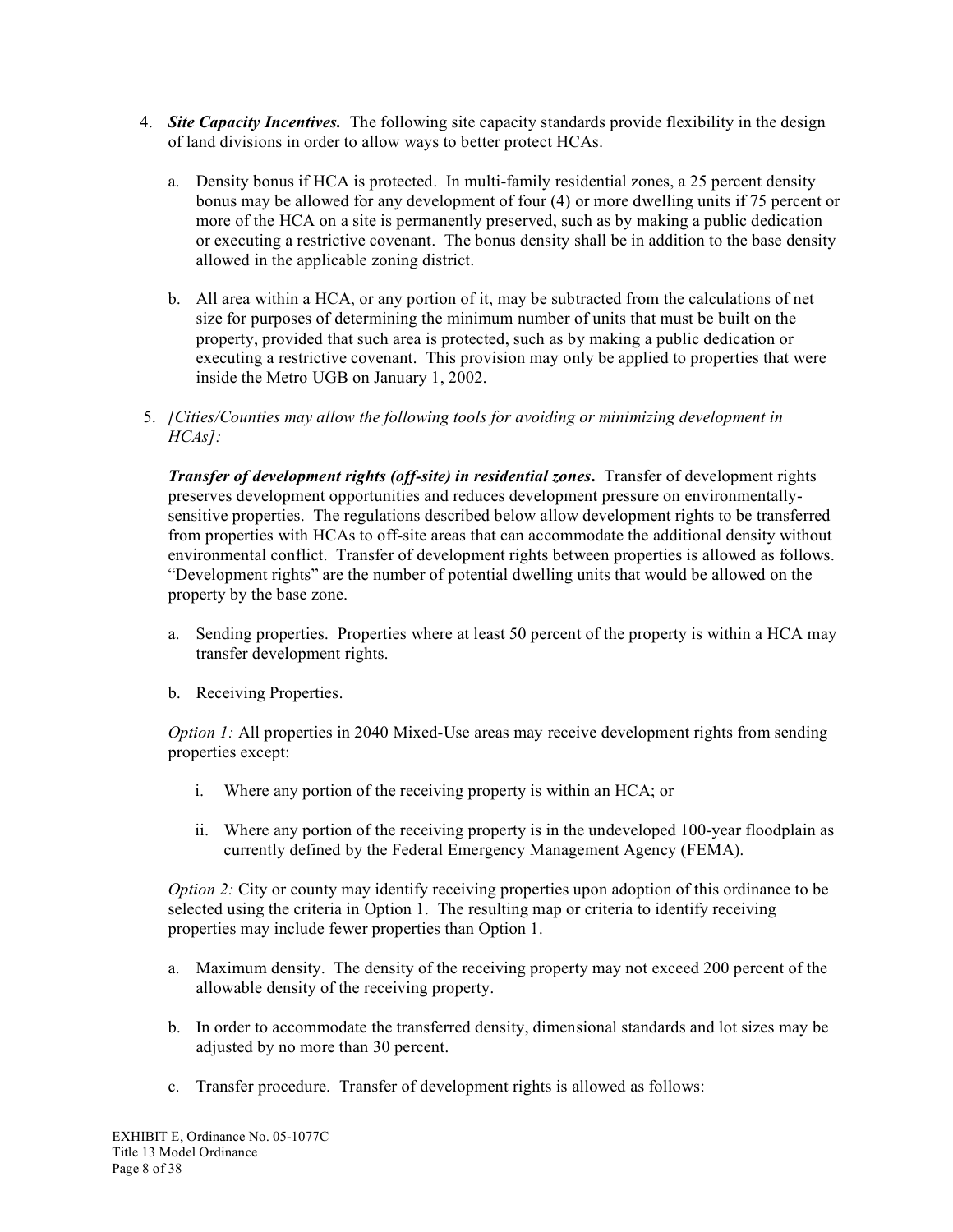4. ***Site Capacity Incentives.*** The following site capacity standards provide flexibility in the design of land divisions in order to allow ways to better protect HCAs.

   a. Density bonus if HCA is protected. In multi-family residential zones, a 25 percent density bonus may be allowed for any development of four (4) or more dwelling units if 75 percent or more of the HCA on a site is permanently preserved, such as by making a public dedication or executing a restrictive covenant. The bonus density shall be in addition to the base density allowed in the applicable zoning district.

   b. All area within a HCA, or any portion of it, may be subtracted from the calculations of net size for purposes of determining the minimum number of units that must be built on the property, provided that such area is protected, such as by making a public dedication or executing a restrictive covenant. This provision may only be applied to properties that were inside the Metro UGB on January 1, 2002.

5. *[Cities/Counties may allow the following tools for avoiding or minimizing development in HCAs]:*

   ***Transfer of development rights (off-site) in residential zones*.** Transfer of development rights preserves development opportunities and reduces development pressure on environmentally-sensitive properties. The regulations described below allow development rights to be transferred from properties with HCAs to off-site areas that can accommodate the additional density without environmental conflict. Transfer of development rights between properties is allowed as follows. "Development rights" are the number of potential dwelling units that would be allowed on the property by the base zone.

   a. Sending properties. Properties where at least 50 percent of the property is within a HCA may transfer development rights.

   b. Receiving Properties.

   *Option 1:* All properties in 2040 Mixed-Use areas may receive development rights from sending properties except:

      i. Where any portion of the receiving property is within an HCA; or

      ii. Where any portion of the receiving property is in the undeveloped 100-year floodplain as currently defined by the Federal Emergency Management Agency (FEMA).

   *Option 2:* City or county may identify receiving properties upon adoption of this ordinance to be selected using the criteria in Option 1. The resulting map or criteria to identify receiving properties may include fewer properties than Option 1.

   a. Maximum density. The density of the receiving property may not exceed 200 percent of the allowable density of the receiving property.

   b. In order to accommodate the transferred density, dimensional standards and lot sizes may be adjusted by no more than 30 percent.

   c. Transfer procedure. Transfer of development rights is allowed as follows: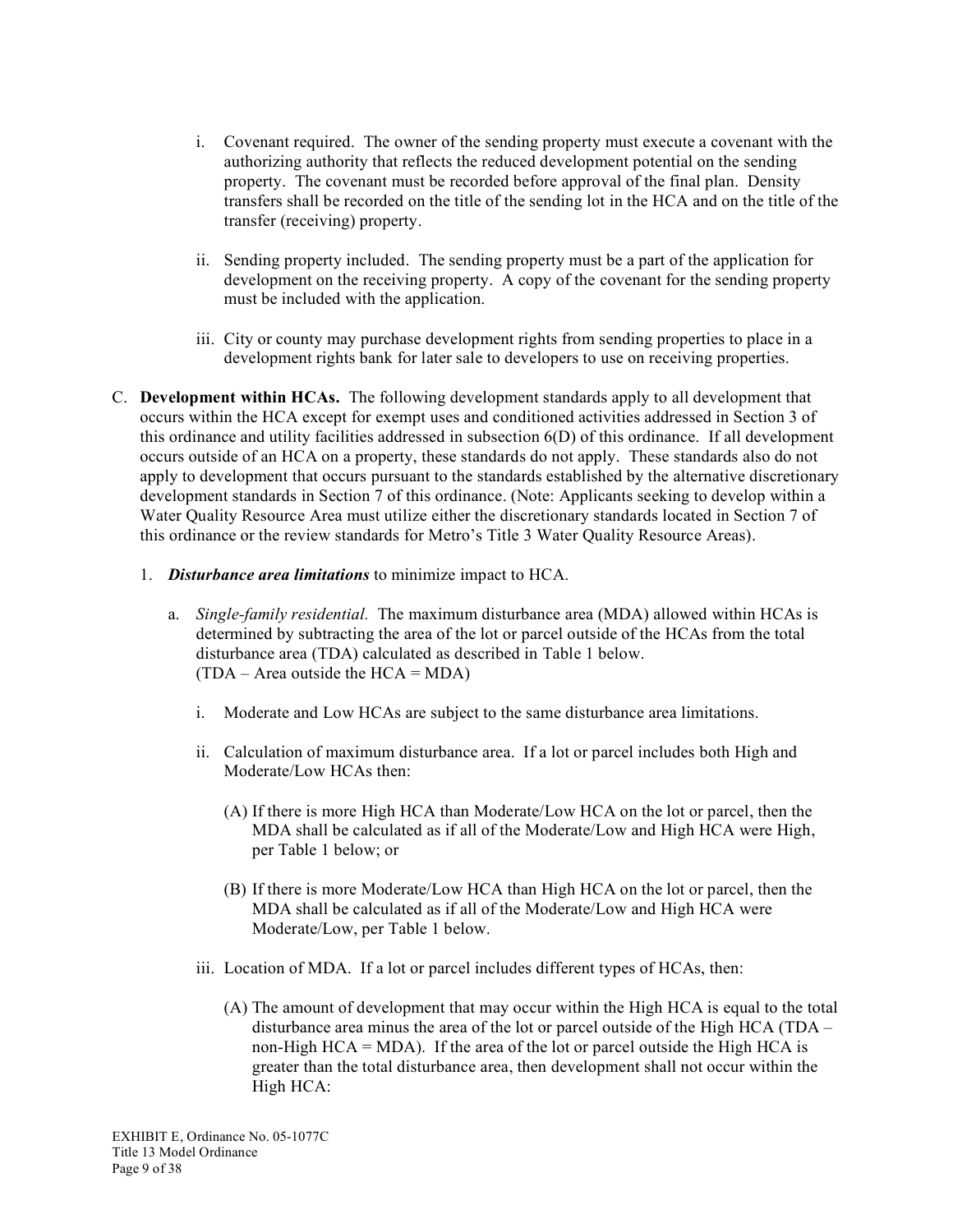i. Covenant required. The owner of the sending property must execute a covenant with the authorizing authority that reflects the reduced development potential on the sending property. The covenant must be recorded before approval of the final plan. Density transfers shall be recorded on the title of the sending lot in the HCA and on the title of the transfer (receiving) property.

ii. Sending property included. The sending property must be a part of the application for development on the receiving property. A copy of the covenant for the sending property must be included with the application.

iii. City or county may purchase development rights from sending properties to place in a development rights bank for later sale to developers to use on receiving properties.

C. **Development within HCAs.** The following development standards apply to all development that occurs within the HCA except for exempt uses and conditioned activities addressed in Section 3 of this ordinance and utility facilities addressed in subsection 6(D) of this ordinance. If all development occurs outside of an HCA on a property, these standards do not apply. These standards also do not apply to development that occurs pursuant to the standards established by the alternative discretionary development standards in Section 7 of this ordinance. (Note: Applicants seeking to develop within a Water Quality Resource Area must utilize either the discretionary standards located in Section 7 of this ordinance or the review standards for Metro's Title 3 Water Quality Resource Areas).

1. ***Disturbance area limitations*** to minimize impact to HCA.

   a. *Single-family residential.* The maximum disturbance area (MDA) allowed within HCAs is determined by subtracting the area of the lot or parcel outside of the HCAs from the total disturbance area (TDA) calculated as described in Table 1 below.
   (TDA – Area outside the HCA = MDA)

      i. Moderate and Low HCAs are subject to the same disturbance area limitations.

      ii. Calculation of maximum disturbance area. If a lot or parcel includes both High and Moderate/Low HCAs then:

         (A) If there is more High HCA than Moderate/Low HCA on the lot or parcel, then the MDA shall be calculated as if all of the Moderate/Low and High HCA were High, per Table 1 below; or

         (B) If there is more Moderate/Low HCA than High HCA on the lot or parcel, then the MDA shall be calculated as if all of the Moderate/Low and High HCA were Moderate/Low, per Table 1 below.

      iii. Location of MDA. If a lot or parcel includes different types of HCAs, then:

         (A) The amount of development that may occur within the High HCA is equal to the total disturbance area minus the area of the lot or parcel outside of the High HCA (TDA – non-High HCA = MDA). If the area of the lot or parcel outside the High HCA is greater than the total disturbance area, then development shall not occur within the High HCA: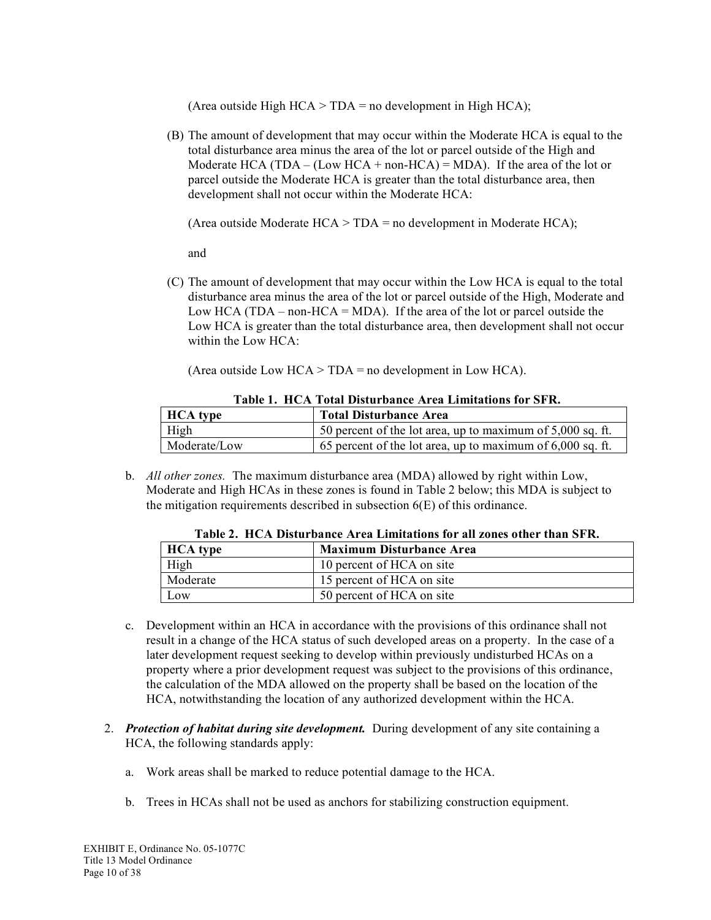(Area outside High HCA > TDA = no development in High HCA);

(B) The amount of development that may occur within the Moderate HCA is equal to the total disturbance area minus the area of the lot or parcel outside of the High and Moderate HCA (TDA – (Low HCA + non-HCA) = MDA). If the area of the lot or parcel outside the Moderate HCA is greater than the total disturbance area, then development shall not occur within the Moderate HCA:

(Area outside Moderate HCA > TDA = no development in Moderate HCA);

and

(C) The amount of development that may occur within the Low HCA is equal to the total disturbance area minus the area of the lot or parcel outside of the High, Moderate and Low HCA (TDA – non-HCA = MDA). If the area of the lot or parcel outside the Low HCA is greater than the total disturbance area, then development shall not occur within the Low HCA:

(Area outside Low HCA > TDA = no development in Low HCA).

**Table 1. HCA Total Disturbance Area Limitations for SFR.**

| HCA type | Total Disturbance Area |
|---|---|
| High | 50 percent of the lot area, up to maximum of 5,000 sq. ft. |
| Moderate/Low | 65 percent of the lot area, up to maximum of 6,000 sq. ft. |

b. *All other zones.* The maximum disturbance area (MDA) allowed by right within Low, Moderate and High HCAs in these zones is found in Table 2 below; this MDA is subject to the mitigation requirements described in subsection 6(E) of this ordinance.

**Table 2. HCA Disturbance Area Limitations for all zones other than SFR.**

| HCA type | Maximum Disturbance Area |
|---|---|
| High | 10 percent of HCA on site |
| Moderate | 15 percent of HCA on site |
| Low | 50 percent of HCA on site |

c. Development within an HCA in accordance with the provisions of this ordinance shall not result in a change of the HCA status of such developed areas on a property. In the case of a later development request seeking to develop within previously undisturbed HCAs on a property where a prior development request was subject to the provisions of this ordinance, the calculation of the MDA allowed on the property shall be based on the location of the HCA, notwithstanding the location of any authorized development within the HCA.

2. ***Protection of habitat during site development.*** During development of any site containing a HCA, the following standards apply:

   a. Work areas shall be marked to reduce potential damage to the HCA.

   b. Trees in HCAs shall not be used as anchors for stabilizing construction equipment.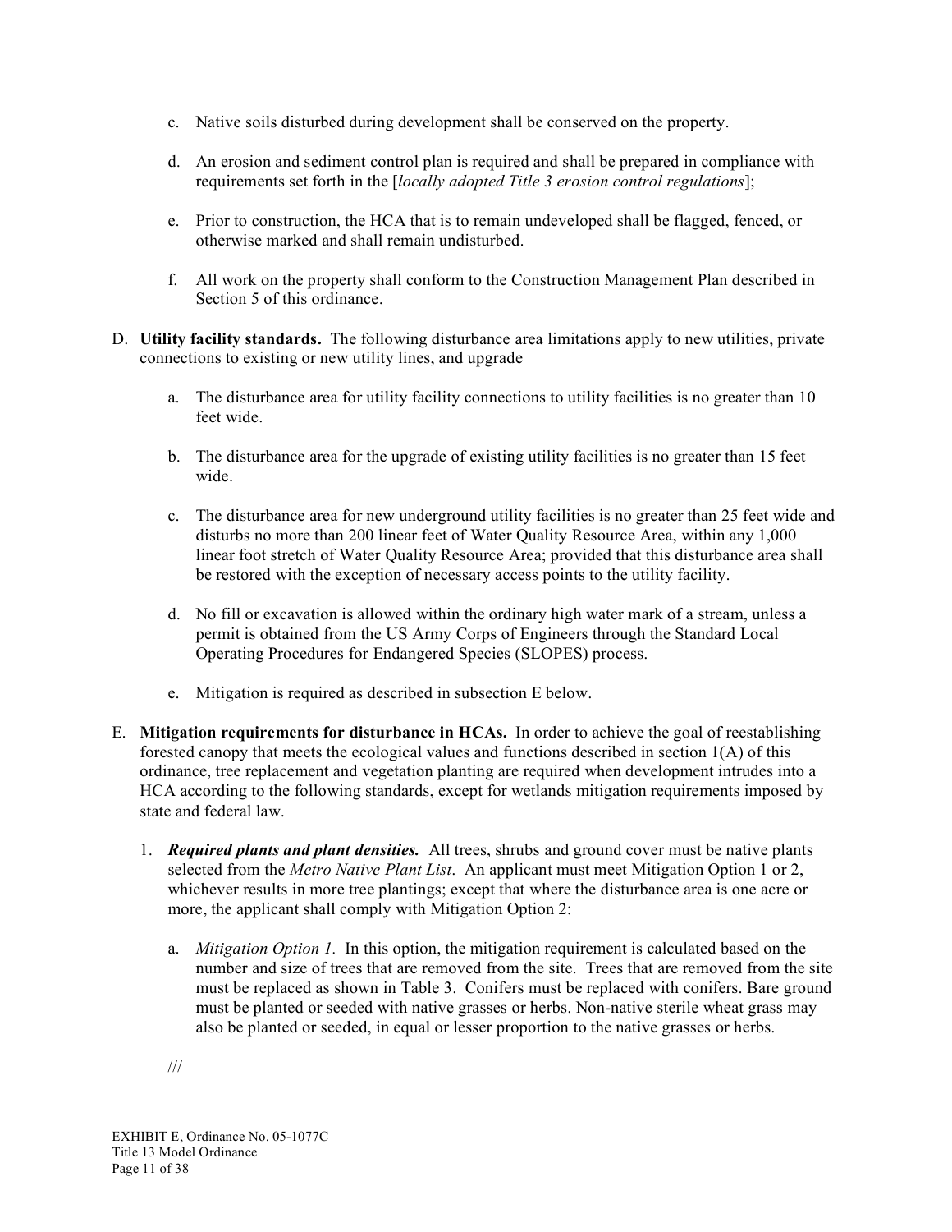c. Native soils disturbed during development shall be conserved on the property.

d. An erosion and sediment control plan is required and shall be prepared in compliance with requirements set forth in the [*locally adopted Title 3 erosion control regulations*];

e. Prior to construction, the HCA that is to remain undeveloped shall be flagged, fenced, or otherwise marked and shall remain undisturbed.

f. All work on the property shall conform to the Construction Management Plan described in Section 5 of this ordinance.

D. **Utility facility standards.** The following disturbance area limitations apply to new utilities, private connections to existing or new utility lines, and upgrade

a. The disturbance area for utility facility connections to utility facilities is no greater than 10 feet wide.

b. The disturbance area for the upgrade of existing utility facilities is no greater than 15 feet wide.

c. The disturbance area for new underground utility facilities is no greater than 25 feet wide and disturbs no more than 200 linear feet of Water Quality Resource Area, within any 1,000 linear foot stretch of Water Quality Resource Area; provided that this disturbance area shall be restored with the exception of necessary access points to the utility facility.

d. No fill or excavation is allowed within the ordinary high water mark of a stream, unless a permit is obtained from the US Army Corps of Engineers through the Standard Local Operating Procedures for Endangered Species (SLOPES) process.

e. Mitigation is required as described in subsection E below.

E. **Mitigation requirements for disturbance in HCAs.** In order to achieve the goal of reestablishing forested canopy that meets the ecological values and functions described in section 1(A) of this ordinance, tree replacement and vegetation planting are required when development intrudes into a HCA according to the following standards, except for wetlands mitigation requirements imposed by state and federal law.

1. ***Required plants and plant densities.*** All trees, shrubs and ground cover must be native plants selected from the *Metro Native Plant List*. An applicant must meet Mitigation Option 1 or 2, whichever results in more tree plantings; except that where the disturbance area is one acre or more, the applicant shall comply with Mitigation Option 2:

a. *Mitigation Option 1.* In this option, the mitigation requirement is calculated based on the number and size of trees that are removed from the site. Trees that are removed from the site must be replaced as shown in Table 3. Conifers must be replaced with conifers. Bare ground must be planted or seeded with native grasses or herbs. Non-native sterile wheat grass may also be planted or seeded, in equal or lesser proportion to the native grasses or herbs.

///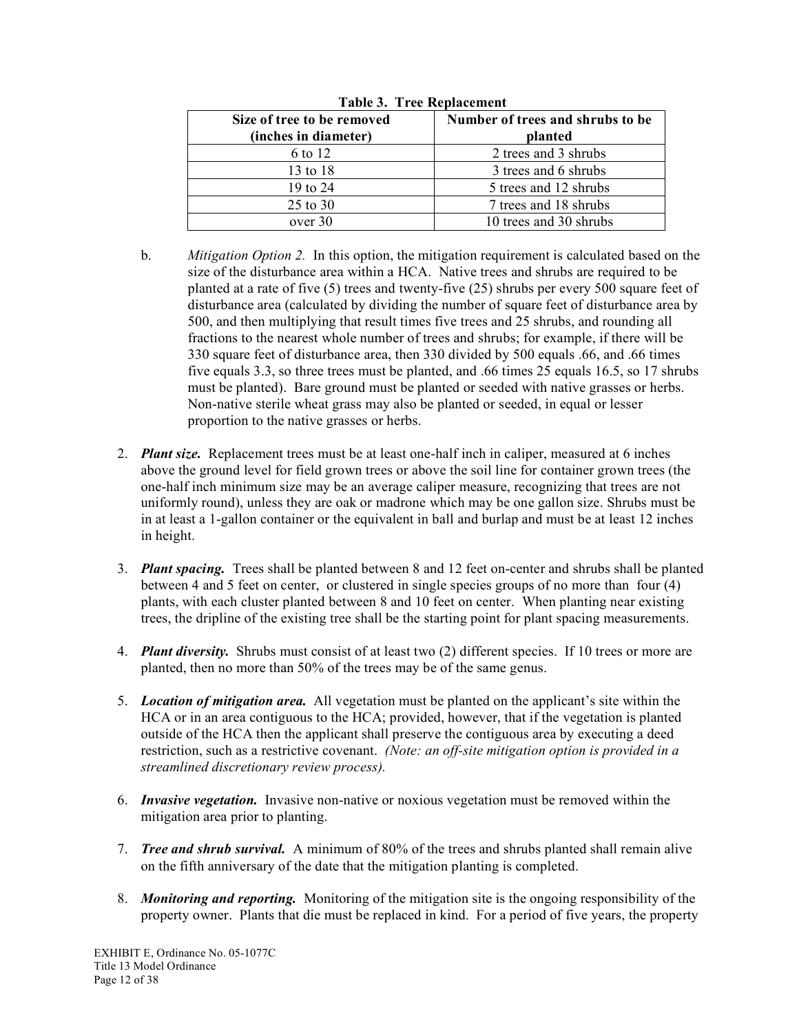**Table 3. Tree Replacement**

| Size of tree to be removed (inches in diameter) | Number of trees and shrubs to be planted |
|---|---|
| 6 to 12 | 2 trees and 3 shrubs |
| 13 to 18 | 3 trees and 6 shrubs |
| 19 to 24 | 5 trees and 12 shrubs |
| 25 to 30 | 7 trees and 18 shrubs |
| over 30 | 10 trees and 30 shrubs |

b. *Mitigation Option 2.* In this option, the mitigation requirement is calculated based on the size of the disturbance area within a HCA. Native trees and shrubs are required to be planted at a rate of five (5) trees and twenty-five (25) shrubs per every 500 square feet of disturbance area (calculated by dividing the number of square feet of disturbance area by 500, and then multiplying that result times five trees and 25 shrubs, and rounding all fractions to the nearest whole number of trees and shrubs; for example, if there will be 330 square feet of disturbance area, then 330 divided by 500 equals .66, and .66 times five equals 3.3, so three trees must be planted, and .66 times 25 equals 16.5, so 17 shrubs must be planted). Bare ground must be planted or seeded with native grasses or herbs. Non-native sterile wheat grass may also be planted or seeded, in equal or lesser proportion to the native grasses or herbs.

2. ***Plant size.*** Replacement trees must be at least one-half inch in caliper, measured at 6 inches above the ground level for field grown trees or above the soil line for container grown trees (the one-half inch minimum size may be an average caliper measure, recognizing that trees are not uniformly round), unless they are oak or madrone which may be one gallon size. Shrubs must be in at least a 1-gallon container or the equivalent in ball and burlap and must be at least 12 inches in height.

3. ***Plant spacing.*** Trees shall be planted between 8 and 12 feet on-center and shrubs shall be planted between 4 and 5 feet on center, or clustered in single species groups of no more than four (4) plants, with each cluster planted between 8 and 10 feet on center. When planting near existing trees, the dripline of the existing tree shall be the starting point for plant spacing measurements.

4. ***Plant diversity.*** Shrubs must consist of at least two (2) different species. If 10 trees or more are planted, then no more than 50% of the trees may be of the same genus.

5. ***Location of mitigation area.*** All vegetation must be planted on the applicant's site within the HCA or in an area contiguous to the HCA; provided, however, that if the vegetation is planted outside of the HCA then the applicant shall preserve the contiguous area by executing a deed restriction, such as a restrictive covenant. *(Note: an off-site mitigation option is provided in a streamlined discretionary review process).*

6. ***Invasive vegetation.*** Invasive non-native or noxious vegetation must be removed within the mitigation area prior to planting.

7. ***Tree and shrub survival.*** A minimum of 80% of the trees and shrubs planted shall remain alive on the fifth anniversary of the date that the mitigation planting is completed.

8. ***Monitoring and reporting.*** Monitoring of the mitigation site is the ongoing responsibility of the property owner. Plants that die must be replaced in kind. For a period of five years, the property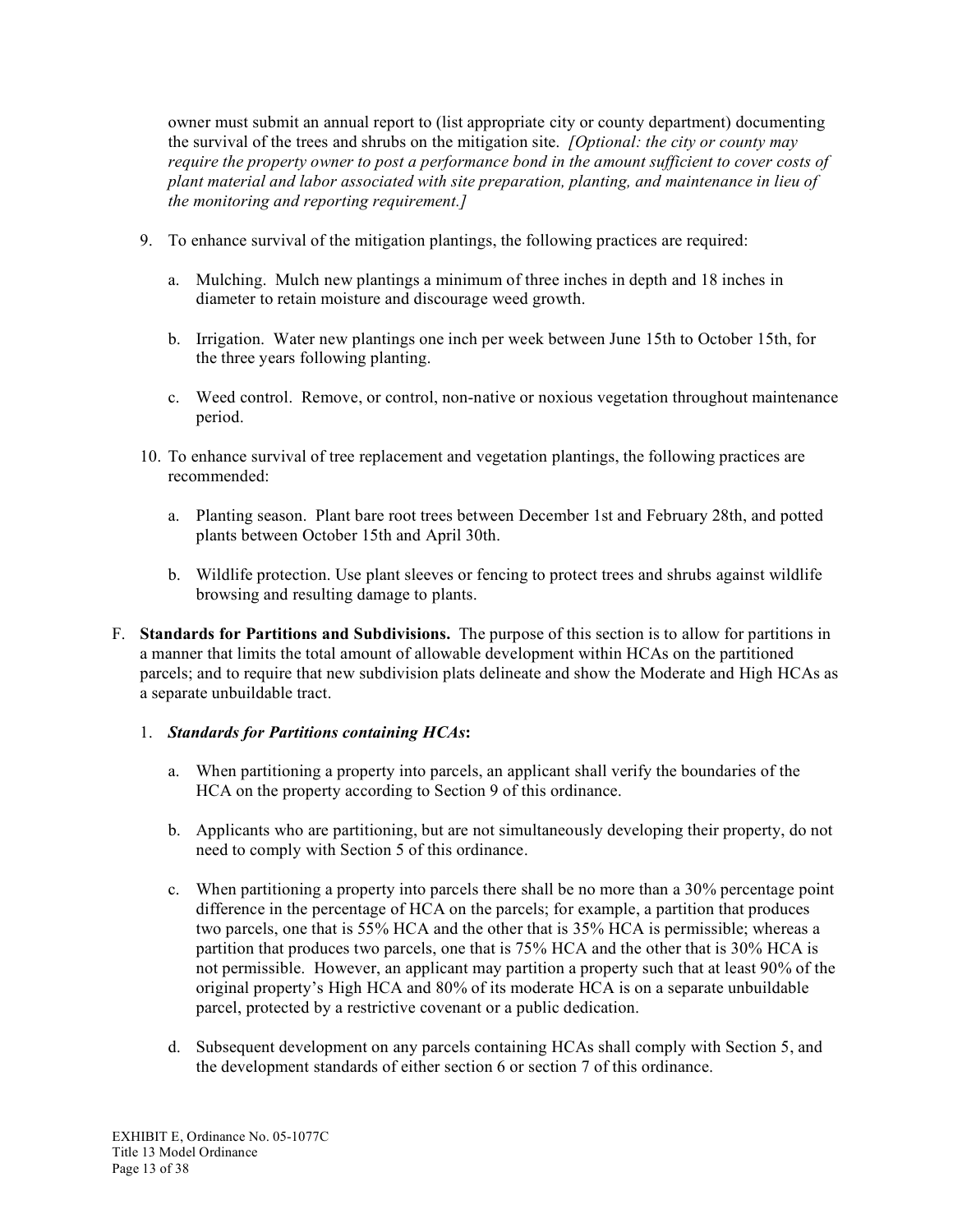owner must submit an annual report to (list appropriate city or county department) documenting the survival of the trees and shrubs on the mitigation site. *[Optional: the city or county may require the property owner to post a performance bond in the amount sufficient to cover costs of plant material and labor associated with site preparation, planting, and maintenance in lieu of the monitoring and reporting requirement.]*

9. To enhance survival of the mitigation plantings, the following practices are required:

   a. Mulching. Mulch new plantings a minimum of three inches in depth and 18 inches in diameter to retain moisture and discourage weed growth.

   b. Irrigation. Water new plantings one inch per week between June 15th to October 15th, for the three years following planting.

   c. Weed control. Remove, or control, non-native or noxious vegetation throughout maintenance period.

10. To enhance survival of tree replacement and vegetation plantings, the following practices are recommended:

    a. Planting season. Plant bare root trees between December 1st and February 28th, and potted plants between October 15th and April 30th.

    b. Wildlife protection. Use plant sleeves or fencing to protect trees and shrubs against wildlife browsing and resulting damage to plants.

F. **Standards for Partitions and Subdivisions.** The purpose of this section is to allow for partitions in a manner that limits the total amount of allowable development within HCAs on the partitioned parcels; and to require that new subdivision plats delineate and show the Moderate and High HCAs as a separate unbuildable tract.

1. ***Standards for Partitions containing HCAs*:**

   a. When partitioning a property into parcels, an applicant shall verify the boundaries of the HCA on the property according to Section 9 of this ordinance.

   b. Applicants who are partitioning, but are not simultaneously developing their property, do not need to comply with Section 5 of this ordinance.

   c. When partitioning a property into parcels there shall be no more than a 30% percentage point difference in the percentage of HCA on the parcels; for example, a partition that produces two parcels, one that is 55% HCA and the other that is 35% HCA is permissible; whereas a partition that produces two parcels, one that is 75% HCA and the other that is 30% HCA is not permissible. However, an applicant may partition a property such that at least 90% of the original property's High HCA and 80% of its moderate HCA is on a separate unbuildable parcel, protected by a restrictive covenant or a public dedication.

   d. Subsequent development on any parcels containing HCAs shall comply with Section 5, and the development standards of either section 6 or section 7 of this ordinance.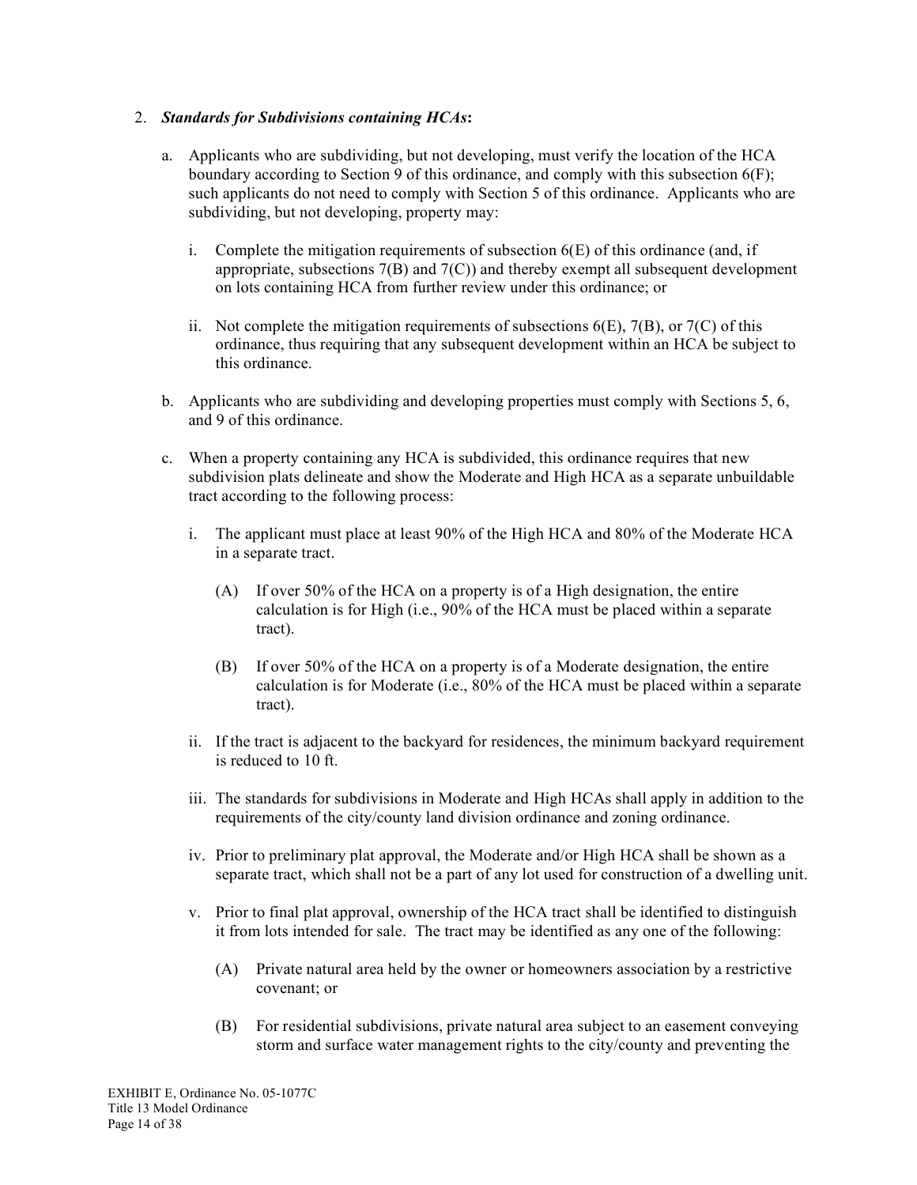2. ***Standards for Subdivisions containing HCAs*:**

   a. Applicants who are subdividing, but not developing, must verify the location of the HCA boundary according to Section 9 of this ordinance, and comply with this subsection 6(F); such applicants do not need to comply with Section 5 of this ordinance. Applicants who are subdividing, but not developing, property may:

      i. Complete the mitigation requirements of subsection 6(E) of this ordinance (and, if appropriate, subsections 7(B) and 7(C)) and thereby exempt all subsequent development on lots containing HCA from further review under this ordinance; or

      ii. Not complete the mitigation requirements of subsections 6(E), 7(B), or 7(C) of this ordinance, thus requiring that any subsequent development within an HCA be subject to this ordinance.

   b. Applicants who are subdividing and developing properties must comply with Sections 5, 6, and 9 of this ordinance.

   c. When a property containing any HCA is subdivided, this ordinance requires that new subdivision plats delineate and show the Moderate and High HCA as a separate unbuildable tract according to the following process:

      i. The applicant must place at least 90% of the High HCA and 80% of the Moderate HCA in a separate tract.

         (A) If over 50% of the HCA on a property is of a High designation, the entire calculation is for High (i.e., 90% of the HCA must be placed within a separate tract).

         (B) If over 50% of the HCA on a property is of a Moderate designation, the entire calculation is for Moderate (i.e., 80% of the HCA must be placed within a separate tract).

      ii. If the tract is adjacent to the backyard for residences, the minimum backyard requirement is reduced to 10 ft.

      iii. The standards for subdivisions in Moderate and High HCAs shall apply in addition to the requirements of the city/county land division ordinance and zoning ordinance.

      iv. Prior to preliminary plat approval, the Moderate and/or High HCA shall be shown as a separate tract, which shall not be a part of any lot used for construction of a dwelling unit.

      v. Prior to final plat approval, ownership of the HCA tract shall be identified to distinguish it from lots intended for sale. The tract may be identified as any one of the following:

         (A) Private natural area held by the owner or homeowners association by a restrictive covenant; or

         (B) For residential subdivisions, private natural area subject to an easement conveying storm and surface water management rights to the city/county and preventing the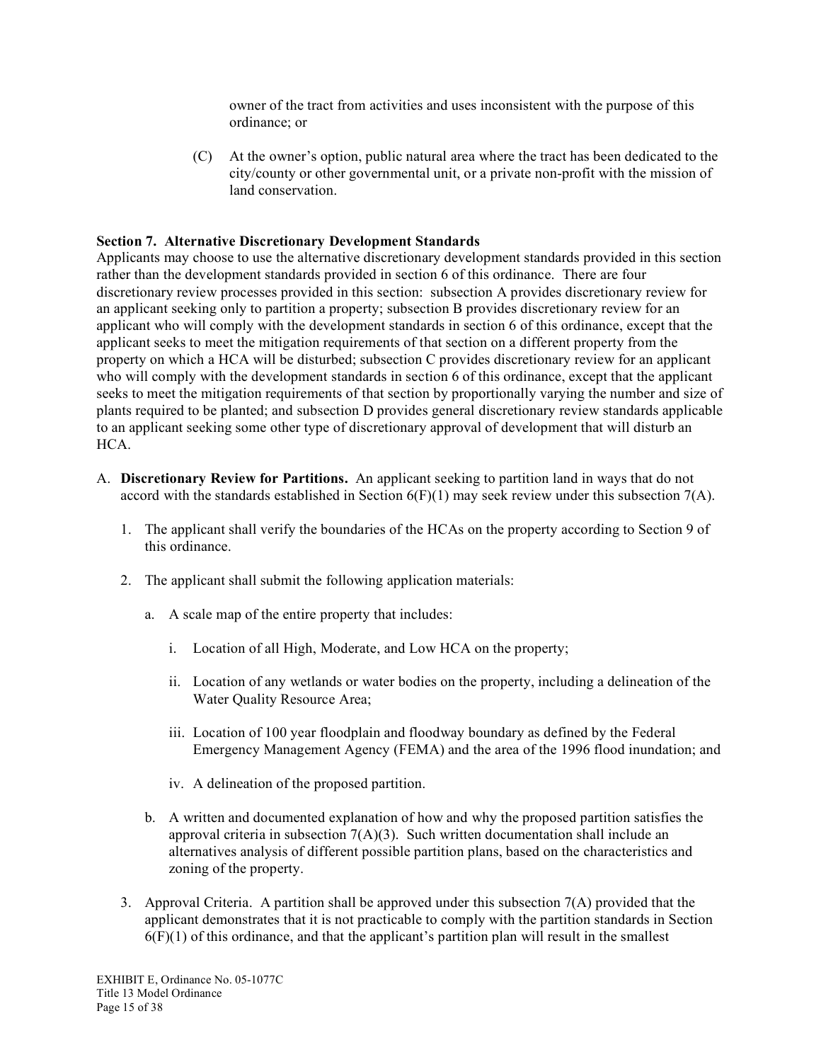owner of the tract from activities and uses inconsistent with the purpose of this ordinance; or

(C) At the owner's option, public natural area where the tract has been dedicated to the city/county or other governmental unit, or a private non-profit with the mission of land conservation.

**Section 7. Alternative Discretionary Development Standards**

Applicants may choose to use the alternative discretionary development standards provided in this section rather than the development standards provided in section 6 of this ordinance. There are four discretionary review processes provided in this section: subsection A provides discretionary review for an applicant seeking only to partition a property; subsection B provides discretionary review for an applicant who will comply with the development standards in section 6 of this ordinance, except that the applicant seeks to meet the mitigation requirements of that section on a different property from the property on which a HCA will be disturbed; subsection C provides discretionary review for an applicant who will comply with the development standards in section 6 of this ordinance, except that the applicant seeks to meet the mitigation requirements of that section by proportionally varying the number and size of plants required to be planted; and subsection D provides general discretionary review standards applicable to an applicant seeking some other type of discretionary approval of development that will disturb an HCA.

A. **Discretionary Review for Partitions.** An applicant seeking to partition land in ways that do not accord with the standards established in Section 6(F)(1) may seek review under this subsection 7(A).

   1. The applicant shall verify the boundaries of the HCAs on the property according to Section 9 of this ordinance.

   2. The applicant shall submit the following application materials:

      a. A scale map of the entire property that includes:

         i. Location of all High, Moderate, and Low HCA on the property;

         ii. Location of any wetlands or water bodies on the property, including a delineation of the Water Quality Resource Area;

         iii. Location of 100 year floodplain and floodway boundary as defined by the Federal Emergency Management Agency (FEMA) and the area of the 1996 flood inundation; and

         iv. A delineation of the proposed partition.

      b. A written and documented explanation of how and why the proposed partition satisfies the approval criteria in subsection 7(A)(3). Such written documentation shall include an alternatives analysis of different possible partition plans, based on the characteristics and zoning of the property.

   3. Approval Criteria. A partition shall be approved under this subsection 7(A) provided that the applicant demonstrates that it is not practicable to comply with the partition standards in Section 6(F)(1) of this ordinance, and that the applicant's partition plan will result in the smallest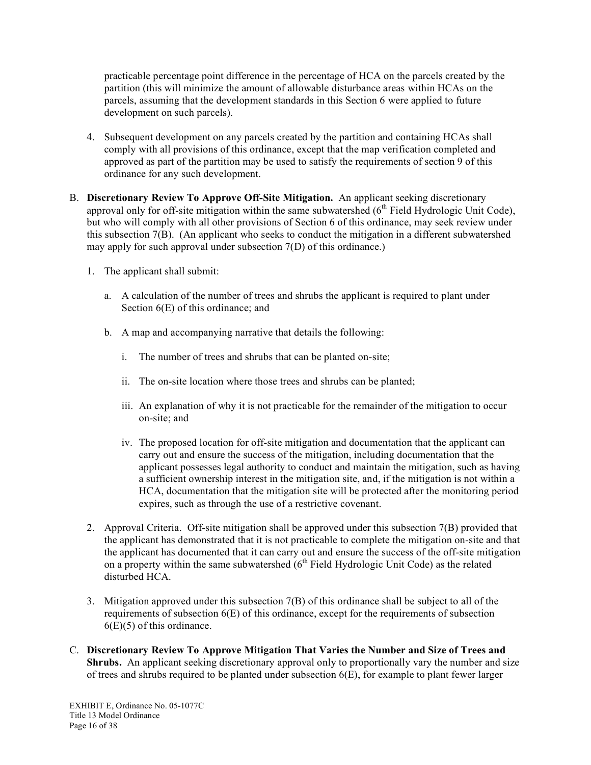practicable percentage point difference in the percentage of HCA on the parcels created by the partition (this will minimize the amount of allowable disturbance areas within HCAs on the parcels, assuming that the development standards in this Section 6 were applied to future development on such parcels).

4. Subsequent development on any parcels created by the partition and containing HCAs shall comply with all provisions of this ordinance, except that the map verification completed and approved as part of the partition may be used to satisfy the requirements of section 9 of this ordinance for any such development.

B. **Discretionary Review To Approve Off-Site Mitigation.** An applicant seeking discretionary approval only for off-site mitigation within the same subwatershed (6th Field Hydrologic Unit Code), but who will comply with all other provisions of Section 6 of this ordinance, may seek review under this subsection 7(B). (An applicant who seeks to conduct the mitigation in a different subwatershed may apply for such approval under subsection 7(D) of this ordinance.)

   1. The applicant shall submit:

      a. A calculation of the number of trees and shrubs the applicant is required to plant under Section 6(E) of this ordinance; and

      b. A map and accompanying narrative that details the following:

         i. The number of trees and shrubs that can be planted on-site;

         ii. The on-site location where those trees and shrubs can be planted;

         iii. An explanation of why it is not practicable for the remainder of the mitigation to occur on-site; and

         iv. The proposed location for off-site mitigation and documentation that the applicant can carry out and ensure the success of the mitigation, including documentation that the applicant possesses legal authority to conduct and maintain the mitigation, such as having a sufficient ownership interest in the mitigation site, and, if the mitigation is not within a HCA, documentation that the mitigation site will be protected after the monitoring period expires, such as through the use of a restrictive covenant.

   2. Approval Criteria. Off-site mitigation shall be approved under this subsection 7(B) provided that the applicant has demonstrated that it is not practicable to complete the mitigation on-site and that the applicant has documented that it can carry out and ensure the success of the off-site mitigation on a property within the same subwatershed (6th Field Hydrologic Unit Code) as the related disturbed HCA.

   3. Mitigation approved under this subsection 7(B) of this ordinance shall be subject to all of the requirements of subsection 6(E) of this ordinance, except for the requirements of subsection 6(E)(5) of this ordinance.

C. **Discretionary Review To Approve Mitigation That Varies the Number and Size of Trees and Shrubs.** An applicant seeking discretionary approval only to proportionally vary the number and size of trees and shrubs required to be planted under subsection 6(E), for example to plant fewer larger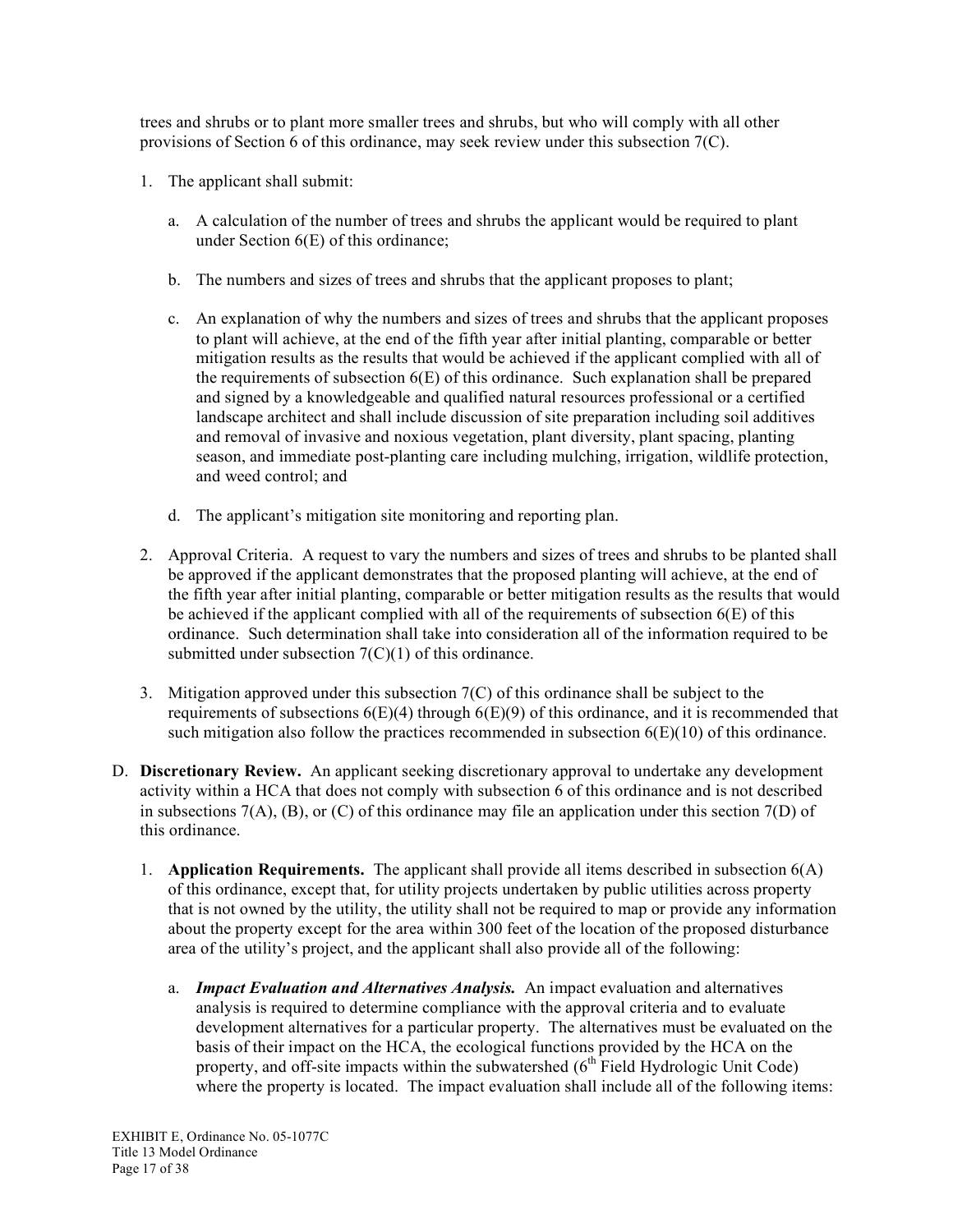trees and shrubs or to plant more smaller trees and shrubs, but who will comply with all other provisions of Section 6 of this ordinance, may seek review under this subsection 7(C).

1. The applicant shall submit:

    a. A calculation of the number of trees and shrubs the applicant would be required to plant under Section 6(E) of this ordinance;

    b. The numbers and sizes of trees and shrubs that the applicant proposes to plant;

    c. An explanation of why the numbers and sizes of trees and shrubs that the applicant proposes to plant will achieve, at the end of the fifth year after initial planting, comparable or better mitigation results as the results that would be achieved if the applicant complied with all of the requirements of subsection 6(E) of this ordinance. Such explanation shall be prepared and signed by a knowledgeable and qualified natural resources professional or a certified landscape architect and shall include discussion of site preparation including soil additives and removal of invasive and noxious vegetation, plant diversity, plant spacing, planting season, and immediate post-planting care including mulching, irrigation, wildlife protection, and weed control; and

    d. The applicant's mitigation site monitoring and reporting plan.

2. Approval Criteria. A request to vary the numbers and sizes of trees and shrubs to be planted shall be approved if the applicant demonstrates that the proposed planting will achieve, at the end of the fifth year after initial planting, comparable or better mitigation results as the results that would be achieved if the applicant complied with all of the requirements of subsection 6(E) of this ordinance. Such determination shall take into consideration all of the information required to be submitted under subsection 7(C)(1) of this ordinance.

3. Mitigation approved under this subsection 7(C) of this ordinance shall be subject to the requirements of subsections 6(E)(4) through 6(E)(9) of this ordinance, and it is recommended that such mitigation also follow the practices recommended in subsection 6(E)(10) of this ordinance.

D. **Discretionary Review.** An applicant seeking discretionary approval to undertake any development activity within a HCA that does not comply with subsection 6 of this ordinance and is not described in subsections 7(A), (B), or (C) of this ordinance may file an application under this section 7(D) of this ordinance.

1. **Application Requirements.** The applicant shall provide all items described in subsection 6(A) of this ordinance, except that, for utility projects undertaken by public utilities across property that is not owned by the utility, the utility shall not be required to map or provide any information about the property except for the area within 300 feet of the location of the proposed disturbance area of the utility's project, and the applicant shall also provide all of the following:

    a. ***Impact Evaluation and Alternatives Analysis.*** An impact evaluation and alternatives analysis is required to determine compliance with the approval criteria and to evaluate development alternatives for a particular property. The alternatives must be evaluated on the basis of their impact on the HCA, the ecological functions provided by the HCA on the property, and off-site impacts within the subwatershed (6th Field Hydrologic Unit Code) where the property is located. The impact evaluation shall include all of the following items: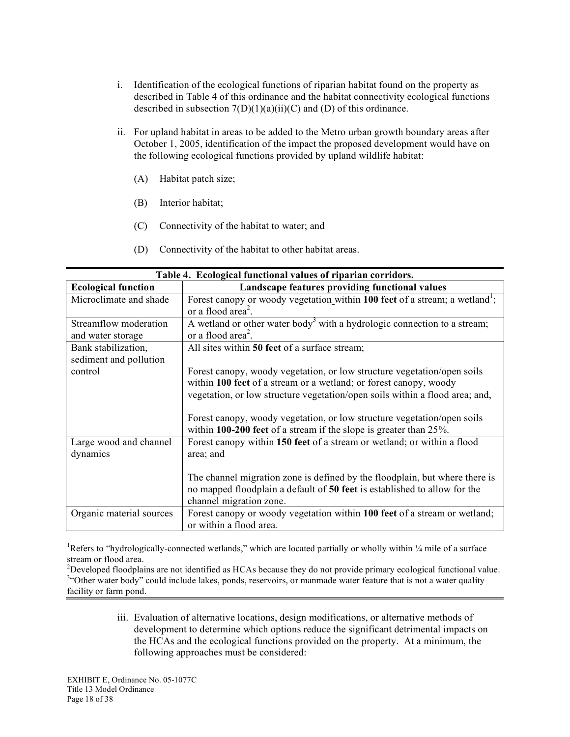i. Identification of the ecological functions of riparian habitat found on the property as described in Table 4 of this ordinance and the habitat connectivity ecological functions described in subsection 7(D)(1)(a)(ii)(C) and (D) of this ordinance.

ii. For upland habitat in areas to be added to the Metro urban growth boundary areas after October 1, 2005, identification of the impact the proposed development would have on the following ecological functions provided by upland wildlife habitat:

(A) Habitat patch size;

(B) Interior habitat;

(C) Connectivity of the habitat to water; and

(D) Connectivity of the habitat to other habitat areas.

**Table 4. Ecological functional values of riparian corridors.**

| Ecological function | Landscape features providing functional values |
|---|---|
| Microclimate and shade | Forest canopy or woody vegetation within **100 feet** of a stream; a wetland[1]; or a flood area[2]. |
| Streamflow moderation and water storage | A wetland or other water body[3] with a hydrologic connection to a stream; or a flood area[2]. |
| Bank stabilization, sediment and pollution control | All sites within **50 feet** of a surface stream;<br><br>Forest canopy, woody vegetation, or low structure vegetation/open soils within **100 feet** of a stream or a wetland; or forest canopy, woody vegetation, or low structure vegetation/open soils within a flood area; and,<br><br>Forest canopy, woody vegetation, or low structure vegetation/open soils within **100-200 feet** of a stream if the slope is greater than 25%. |
| Large wood and channel dynamics | Forest canopy within **150 feet** of a stream or wetland; or within a flood area; and<br><br>The channel migration zone is defined by the floodplain, but where there is no mapped floodplain a default of **50 feet** is established to allow for the channel migration zone. |
| Organic material sources | Forest canopy or woody vegetation within **100 feet** of a stream or wetland; or within a flood area. |

[1]Refers to "hydrologically-connected wetlands," which are located partially or wholly within ¼ mile of a surface stream or flood area.
[2]Developed floodplains are not identified as HCAs because they do not provide primary ecological functional value.
[3]"Other water body" could include lakes, ponds, reservoirs, or manmade water feature that is not a water quality facility or farm pond.

iii. Evaluation of alternative locations, design modifications, or alternative methods of development to determine which options reduce the significant detrimental impacts on the HCAs and the ecological functions provided on the property. At a minimum, the following approaches must be considered: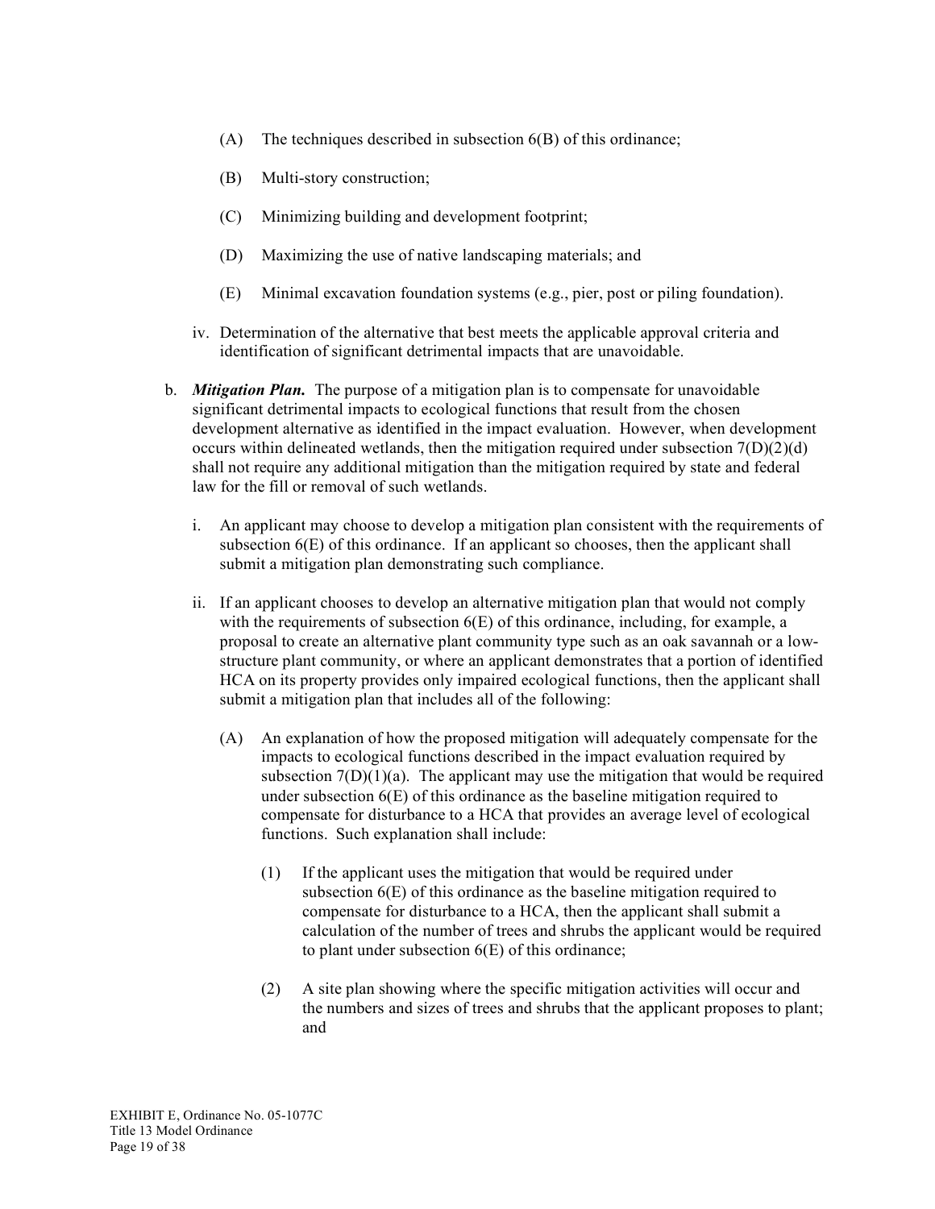(A) The techniques described in subsection 6(B) of this ordinance;

(B) Multi-story construction;

(C) Minimizing building and development footprint;

(D) Maximizing the use of native landscaping materials; and

(E) Minimal excavation foundation systems (e.g., pier, post or piling foundation).

iv. Determination of the alternative that best meets the applicable approval criteria and identification of significant detrimental impacts that are unavoidable.

b. ***Mitigation Plan.*** The purpose of a mitigation plan is to compensate for unavoidable significant detrimental impacts to ecological functions that result from the chosen development alternative as identified in the impact evaluation. However, when development occurs within delineated wetlands, then the mitigation required under subsection 7(D)(2)(d) shall not require any additional mitigation than the mitigation required by state and federal law for the fill or removal of such wetlands.

i. An applicant may choose to develop a mitigation plan consistent with the requirements of subsection 6(E) of this ordinance. If an applicant so chooses, then the applicant shall submit a mitigation plan demonstrating such compliance.

ii. If an applicant chooses to develop an alternative mitigation plan that would not comply with the requirements of subsection 6(E) of this ordinance, including, for example, a proposal to create an alternative plant community type such as an oak savannah or a low-structure plant community, or where an applicant demonstrates that a portion of identified HCA on its property provides only impaired ecological functions, then the applicant shall submit a mitigation plan that includes all of the following:

(A) An explanation of how the proposed mitigation will adequately compensate for the impacts to ecological functions described in the impact evaluation required by subsection 7(D)(1)(a). The applicant may use the mitigation that would be required under subsection 6(E) of this ordinance as the baseline mitigation required to compensate for disturbance to a HCA that provides an average level of ecological functions. Such explanation shall include:

(1) If the applicant uses the mitigation that would be required under subsection 6(E) of this ordinance as the baseline mitigation required to compensate for disturbance to a HCA, then the applicant shall submit a calculation of the number of trees and shrubs the applicant would be required to plant under subsection 6(E) of this ordinance;

(2) A site plan showing where the specific mitigation activities will occur and the numbers and sizes of trees and shrubs that the applicant proposes to plant; and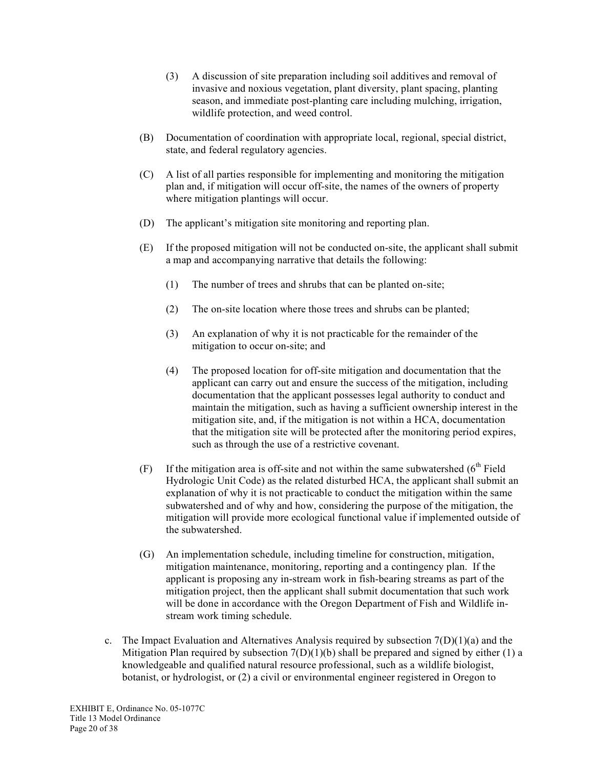(3) A discussion of site preparation including soil additives and removal of invasive and noxious vegetation, plant diversity, plant spacing, planting season, and immediate post-planting care including mulching, irrigation, wildlife protection, and weed control.

(B) Documentation of coordination with appropriate local, regional, special district, state, and federal regulatory agencies.

(C) A list of all parties responsible for implementing and monitoring the mitigation plan and, if mitigation will occur off-site, the names of the owners of property where mitigation plantings will occur.

(D) The applicant's mitigation site monitoring and reporting plan.

(E) If the proposed mitigation will not be conducted on-site, the applicant shall submit a map and accompanying narrative that details the following:

(1) The number of trees and shrubs that can be planted on-site;

(2) The on-site location where those trees and shrubs can be planted;

(3) An explanation of why it is not practicable for the remainder of the mitigation to occur on-site; and

(4) The proposed location for off-site mitigation and documentation that the applicant can carry out and ensure the success of the mitigation, including documentation that the applicant possesses legal authority to conduct and maintain the mitigation, such as having a sufficient ownership interest in the mitigation site, and, if the mitigation is not within a HCA, documentation that the mitigation site will be protected after the monitoring period expires, such as through the use of a restrictive covenant.

(F) If the mitigation area is off-site and not within the same subwatershed (6th Field Hydrologic Unit Code) as the related disturbed HCA, the applicant shall submit an explanation of why it is not practicable to conduct the mitigation within the same subwatershed and of why and how, considering the purpose of the mitigation, the mitigation will provide more ecological functional value if implemented outside of the subwatershed.

(G) An implementation schedule, including timeline for construction, mitigation, mitigation maintenance, monitoring, reporting and a contingency plan. If the applicant is proposing any in-stream work in fish-bearing streams as part of the mitigation project, then the applicant shall submit documentation that such work will be done in accordance with the Oregon Department of Fish and Wildlife in-stream work timing schedule.

c. The Impact Evaluation and Alternatives Analysis required by subsection 7(D)(1)(a) and the Mitigation Plan required by subsection 7(D)(1)(b) shall be prepared and signed by either (1) a knowledgeable and qualified natural resource professional, such as a wildlife biologist, botanist, or hydrologist, or (2) a civil or environmental engineer registered in Oregon to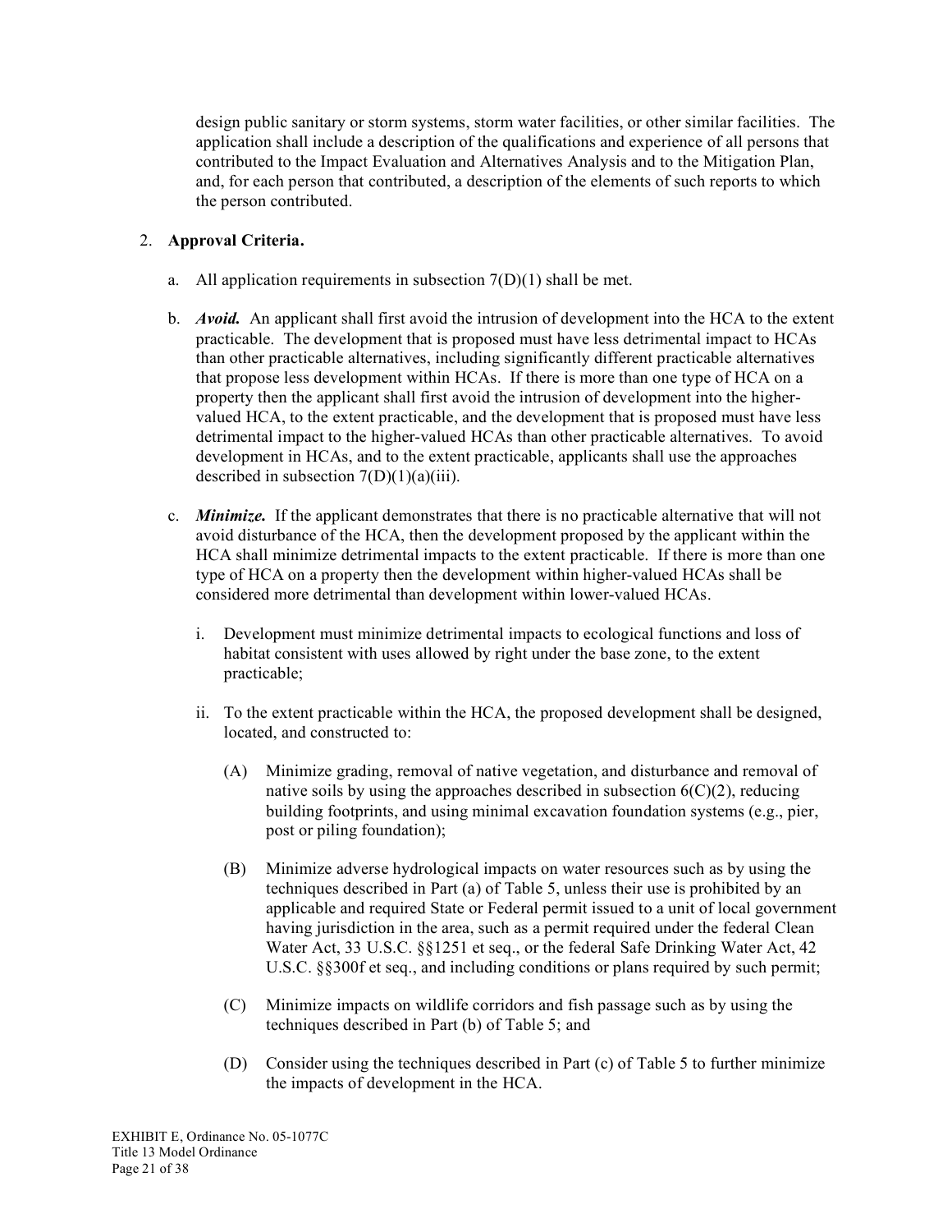design public sanitary or storm systems, storm water facilities, or other similar facilities. The application shall include a description of the qualifications and experience of all persons that contributed to the Impact Evaluation and Alternatives Analysis and to the Mitigation Plan, and, for each person that contributed, a description of the elements of such reports to which the person contributed.

2. **Approval Criteria.**

   a. All application requirements in subsection 7(D)(1) shall be met.

   b. ***Avoid.*** An applicant shall first avoid the intrusion of development into the HCA to the extent practicable. The development that is proposed must have less detrimental impact to HCAs than other practicable alternatives, including significantly different practicable alternatives that propose less development within HCAs. If there is more than one type of HCA on a property then the applicant shall first avoid the intrusion of development into the higher-valued HCA, to the extent practicable, and the development that is proposed must have less detrimental impact to the higher-valued HCAs than other practicable alternatives. To avoid development in HCAs, and to the extent practicable, applicants shall use the approaches described in subsection 7(D)(1)(a)(iii).

   c. ***Minimize.*** If the applicant demonstrates that there is no practicable alternative that will not avoid disturbance of the HCA, then the development proposed by the applicant within the HCA shall minimize detrimental impacts to the extent practicable. If there is more than one type of HCA on a property then the development within higher-valued HCAs shall be considered more detrimental than development within lower-valued HCAs.

      i. Development must minimize detrimental impacts to ecological functions and loss of habitat consistent with uses allowed by right under the base zone, to the extent practicable;

      ii. To the extent practicable within the HCA, the proposed development shall be designed, located, and constructed to:

         (A) Minimize grading, removal of native vegetation, and disturbance and removal of native soils by using the approaches described in subsection 6(C)(2), reducing building footprints, and using minimal excavation foundation systems (e.g., pier, post or piling foundation);

         (B) Minimize adverse hydrological impacts on water resources such as by using the techniques described in Part (a) of Table 5, unless their use is prohibited by an applicable and required State or Federal permit issued to a unit of local government having jurisdiction in the area, such as a permit required under the federal Clean Water Act, 33 U.S.C. §§1251 et seq., or the federal Safe Drinking Water Act, 42 U.S.C. §§300f et seq., and including conditions or plans required by such permit;

         (C) Minimize impacts on wildlife corridors and fish passage such as by using the techniques described in Part (b) of Table 5; and

         (D) Consider using the techniques described in Part (c) of Table 5 to further minimize the impacts of development in the HCA.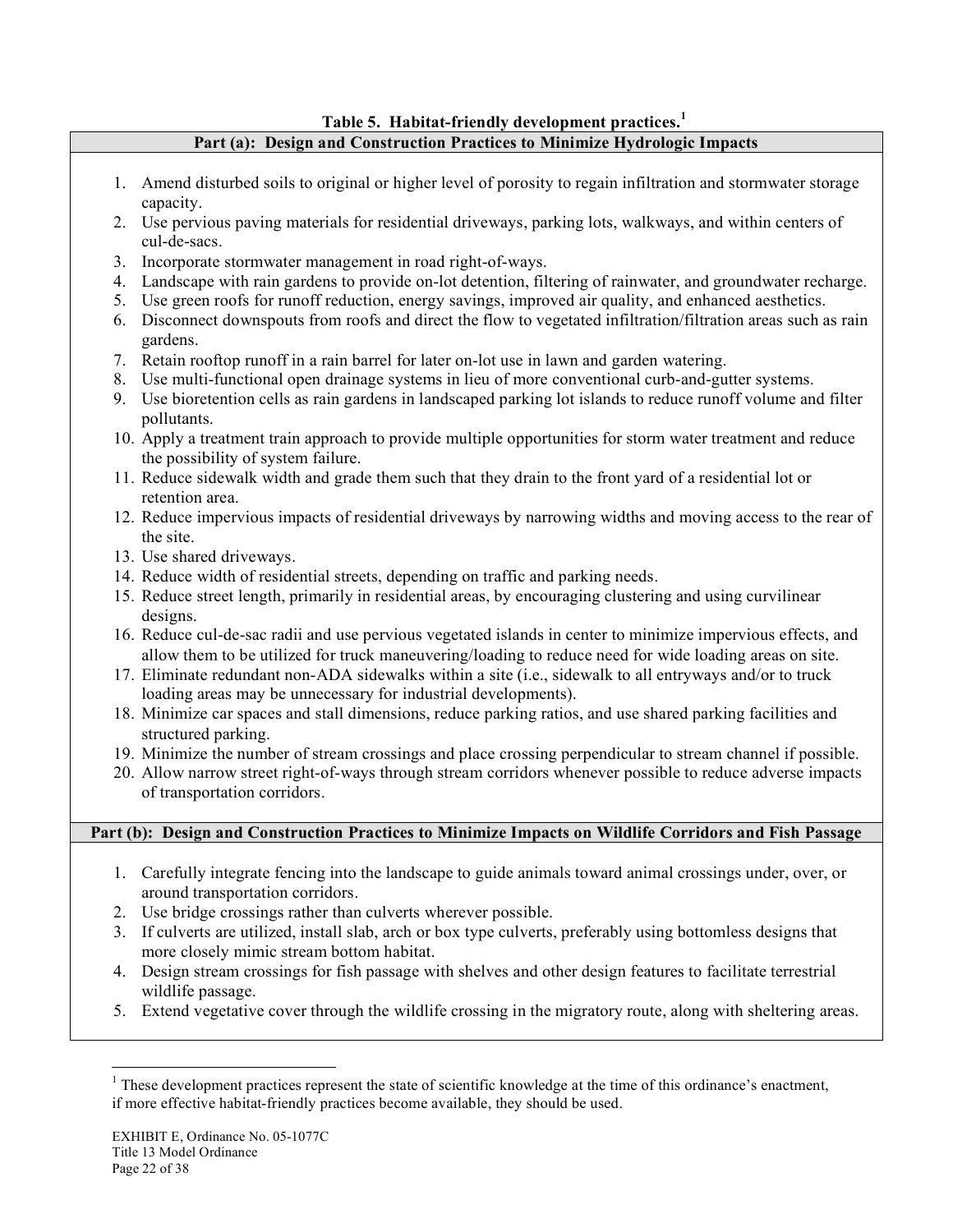**Table 5. Habitat-friendly development practices.[1]**

**Part (a): Design and Construction Practices to Minimize Hydrologic Impacts**

1. Amend disturbed soils to original or higher level of porosity to regain infiltration and stormwater storage capacity.
2. Use pervious paving materials for residential driveways, parking lots, walkways, and within centers of cul-de-sacs.
3. Incorporate stormwater management in road right-of-ways.
4. Landscape with rain gardens to provide on-lot detention, filtering of rainwater, and groundwater recharge.
5. Use green roofs for runoff reduction, energy savings, improved air quality, and enhanced aesthetics.
6. Disconnect downspouts from roofs and direct the flow to vegetated infiltration/filtration areas such as rain gardens.
7. Retain rooftop runoff in a rain barrel for later on-lot use in lawn and garden watering.
8. Use multi-functional open drainage systems in lieu of more conventional curb-and-gutter systems.
9. Use bioretention cells as rain gardens in landscaped parking lot islands to reduce runoff volume and filter pollutants.
10. Apply a treatment train approach to provide multiple opportunities for storm water treatment and reduce the possibility of system failure.
11. Reduce sidewalk width and grade them such that they drain to the front yard of a residential lot or retention area.
12. Reduce impervious impacts of residential driveways by narrowing widths and moving access to the rear of the site.
13. Use shared driveways.
14. Reduce width of residential streets, depending on traffic and parking needs.
15. Reduce street length, primarily in residential areas, by encouraging clustering and using curvilinear designs.
16. Reduce cul-de-sac radii and use pervious vegetated islands in center to minimize impervious effects, and allow them to be utilized for truck maneuvering/loading to reduce need for wide loading areas on site.
17. Eliminate redundant non-ADA sidewalks within a site (i.e., sidewalk to all entryways and/or to truck loading areas may be unnecessary for industrial developments).
18. Minimize car spaces and stall dimensions, reduce parking ratios, and use shared parking facilities and structured parking.
19. Minimize the number of stream crossings and place crossing perpendicular to stream channel if possible.
20. Allow narrow street right-of-ways through stream corridors whenever possible to reduce adverse impacts of transportation corridors.

**Part (b): Design and Construction Practices to Minimize Impacts on Wildlife Corridors and Fish Passage**

1. Carefully integrate fencing into the landscape to guide animals toward animal crossings under, over, or around transportation corridors.
2. Use bridge crossings rather than culverts wherever possible.
3. If culverts are utilized, install slab, arch or box type culverts, preferably using bottomless designs that more closely mimic stream bottom habitat.
4. Design stream crossings for fish passage with shelves and other design features to facilitate terrestrial wildlife passage.
5. Extend vegetative cover through the wildlife crossing in the migratory route, along with sheltering areas.

[1] These development practices represent the state of scientific knowledge at the time of this ordinance's enactment, if more effective habitat-friendly practices become available, they should be used.

EXHIBIT E, Ordinance No. 05-1077C
Title 13 Model Ordinance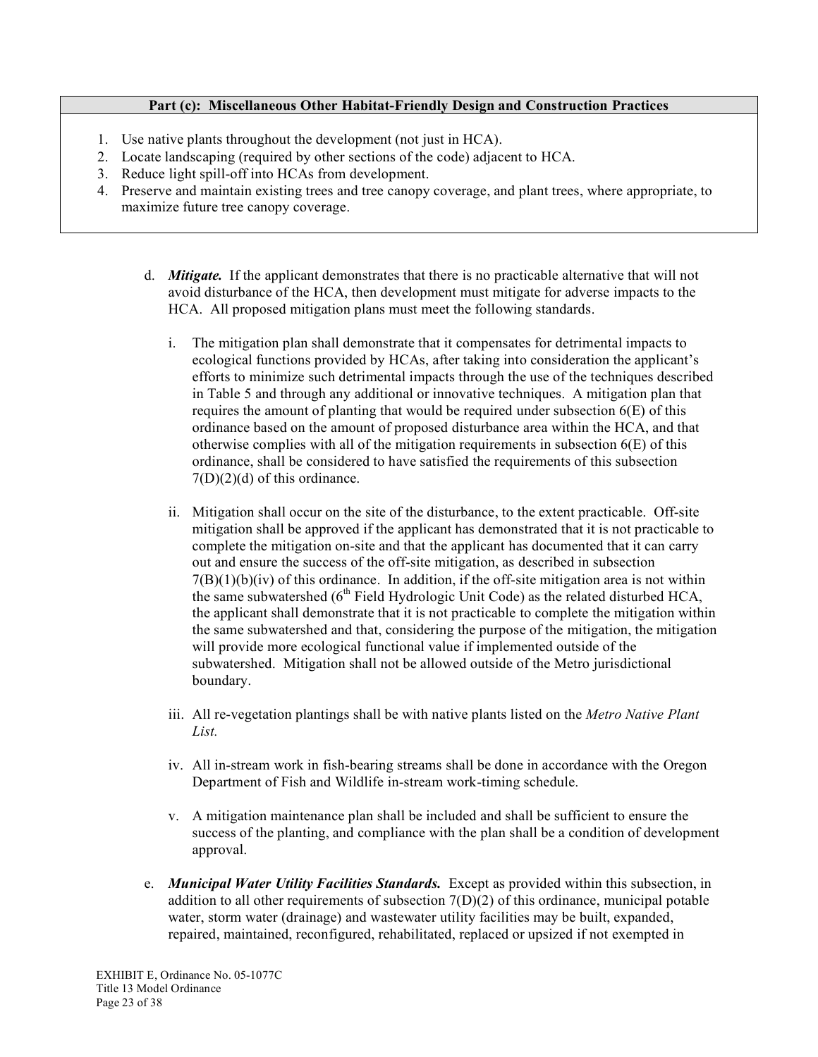| Part (c): Miscellaneous Other Habitat-Friendly Design and Construction Practices |
| --- |
| 1. Use native plants throughout the development (not just in HCA).<br>2. Locate landscaping (required by other sections of the code) adjacent to HCA.<br>3. Reduce light spill-off into HCAs from development.<br>4. Preserve and maintain existing trees and tree canopy coverage, and plant trees, where appropriate, to maximize future tree canopy coverage. |

d. ***Mitigate.*** If the applicant demonstrates that there is no practicable alternative that will not avoid disturbance of the HCA, then development must mitigate for adverse impacts to the HCA. All proposed mitigation plans must meet the following standards.

   i. The mitigation plan shall demonstrate that it compensates for detrimental impacts to ecological functions provided by HCAs, after taking into consideration the applicant's efforts to minimize such detrimental impacts through the use of the techniques described in Table 5 and through any additional or innovative techniques. A mitigation plan that requires the amount of planting that would be required under subsection 6(E) of this ordinance based on the amount of proposed disturbance area within the HCA, and that otherwise complies with all of the mitigation requirements in subsection 6(E) of this ordinance, shall be considered to have satisfied the requirements of this subsection 7(D)(2)(d) of this ordinance.

   ii. Mitigation shall occur on the site of the disturbance, to the extent practicable. Off-site mitigation shall be approved if the applicant has demonstrated that it is not practicable to complete the mitigation on-site and that the applicant has documented that it can carry out and ensure the success of the off-site mitigation, as described in subsection 7(B)(1)(b)(iv) of this ordinance. In addition, if the off-site mitigation area is not within the same subwatershed (6th Field Hydrologic Unit Code) as the related disturbed HCA, the applicant shall demonstrate that it is not practicable to complete the mitigation within the same subwatershed and that, considering the purpose of the mitigation, the mitigation will provide more ecological functional value if implemented outside of the subwatershed. Mitigation shall not be allowed outside of the Metro jurisdictional boundary.

   iii. All re-vegetation plantings shall be with native plants listed on the *Metro Native Plant List.*

   iv. All in-stream work in fish-bearing streams shall be done in accordance with the Oregon Department of Fish and Wildlife in-stream work-timing schedule.

   v. A mitigation maintenance plan shall be included and shall be sufficient to ensure the success of the planting, and compliance with the plan shall be a condition of development approval.

e. ***Municipal Water Utility Facilities Standards.*** Except as provided within this subsection, in addition to all other requirements of subsection 7(D)(2) of this ordinance, municipal potable water, storm water (drainage) and wastewater utility facilities may be built, expanded, repaired, maintained, reconfigured, rehabilitated, replaced or upsized if not exempted in

EXHIBIT E, Ordinance No. 05-1077C
Title 13 Model Ordinance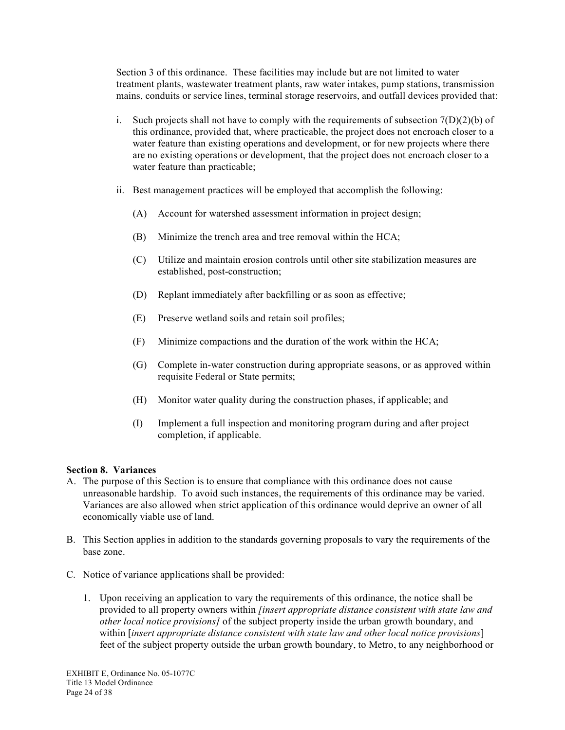Section 3 of this ordinance. These facilities may include but are not limited to water treatment plants, wastewater treatment plants, raw water intakes, pump stations, transmission mains, conduits or service lines, terminal storage reservoirs, and outfall devices provided that:

i. Such projects shall not have to comply with the requirements of subsection 7(D)(2)(b) of this ordinance, provided that, where practicable, the project does not encroach closer to a water feature than existing operations and development, or for new projects where there are no existing operations or development, that the project does not encroach closer to a water feature than practicable;

ii. Best management practices will be employed that accomplish the following:

   (A) Account for watershed assessment information in project design;

   (B) Minimize the trench area and tree removal within the HCA;

   (C) Utilize and maintain erosion controls until other site stabilization measures are established, post-construction;

   (D) Replant immediately after backfilling or as soon as effective;

   (E) Preserve wetland soils and retain soil profiles;

   (F) Minimize compactions and the duration of the work within the HCA;

   (G) Complete in-water construction during appropriate seasons, or as approved within requisite Federal or State permits;

   (H) Monitor water quality during the construction phases, if applicable; and

   (I) Implement a full inspection and monitoring program during and after project completion, if applicable.

**Section 8. Variances**

A. The purpose of this Section is to ensure that compliance with this ordinance does not cause unreasonable hardship. To avoid such instances, the requirements of this ordinance may be varied. Variances are also allowed when strict application of this ordinance would deprive an owner of all economically viable use of land.

B. This Section applies in addition to the standards governing proposals to vary the requirements of the base zone.

C. Notice of variance applications shall be provided:

   1. Upon receiving an application to vary the requirements of this ordinance, the notice shall be provided to all property owners within *[insert appropriate distance consistent with state law and other local notice provisions]* of the subject property inside the urban growth boundary, and within [*insert appropriate distance consistent with state law and other local notice provisions*] feet of the subject property outside the urban growth boundary, to Metro, to any neighborhood or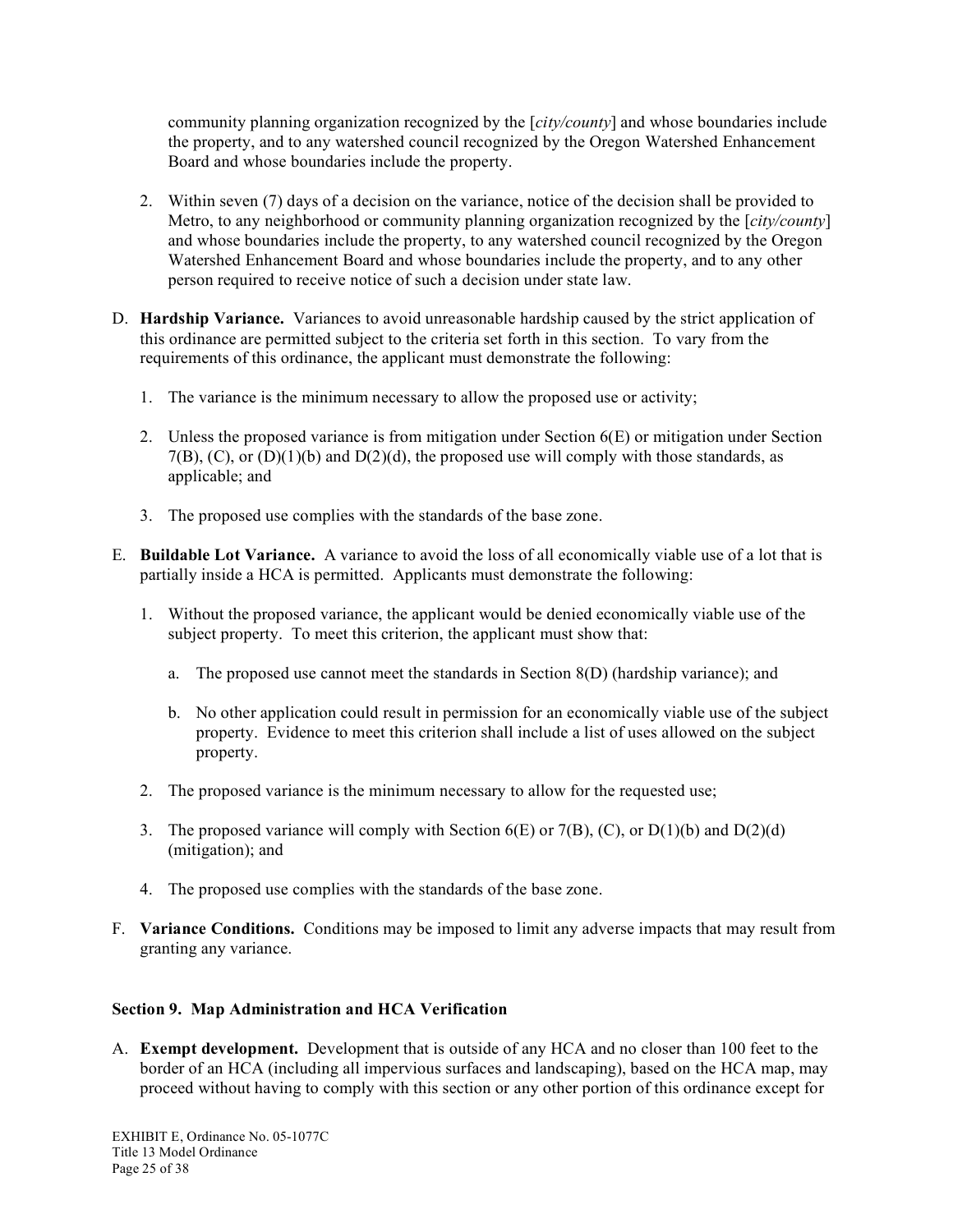community planning organization recognized by the [*city/county*] and whose boundaries include the property, and to any watershed council recognized by the Oregon Watershed Enhancement Board and whose boundaries include the property.

2. Within seven (7) days of a decision on the variance, notice of the decision shall be provided to Metro, to any neighborhood or community planning organization recognized by the [*city/county*] and whose boundaries include the property, to any watershed council recognized by the Oregon Watershed Enhancement Board and whose boundaries include the property, and to any other person required to receive notice of such a decision under state law.

D. **Hardship Variance.** Variances to avoid unreasonable hardship caused by the strict application of this ordinance are permitted subject to the criteria set forth in this section. To vary from the requirements of this ordinance, the applicant must demonstrate the following:

   1. The variance is the minimum necessary to allow the proposed use or activity;

   2. Unless the proposed variance is from mitigation under Section 6(E) or mitigation under Section 7(B), (C), or (D)(1)(b) and D(2)(d), the proposed use will comply with those standards, as applicable; and

   3. The proposed use complies with the standards of the base zone.

E. **Buildable Lot Variance.** A variance to avoid the loss of all economically viable use of a lot that is partially inside a HCA is permitted. Applicants must demonstrate the following:

   1. Without the proposed variance, the applicant would be denied economically viable use of the subject property. To meet this criterion, the applicant must show that:

      a. The proposed use cannot meet the standards in Section 8(D) (hardship variance); and

      b. No other application could result in permission for an economically viable use of the subject property. Evidence to meet this criterion shall include a list of uses allowed on the subject property.

   2. The proposed variance is the minimum necessary to allow for the requested use;

   3. The proposed variance will comply with Section 6(E) or 7(B), (C), or D(1)(b) and D(2)(d) (mitigation); and

   4. The proposed use complies with the standards of the base zone.

F. **Variance Conditions.** Conditions may be imposed to limit any adverse impacts that may result from granting any variance.

### Section 9. Map Administration and HCA Verification

A. **Exempt development.** Development that is outside of any HCA and no closer than 100 feet to the border of an HCA (including all impervious surfaces and landscaping), based on the HCA map, may proceed without having to comply with this section or any other portion of this ordinance except for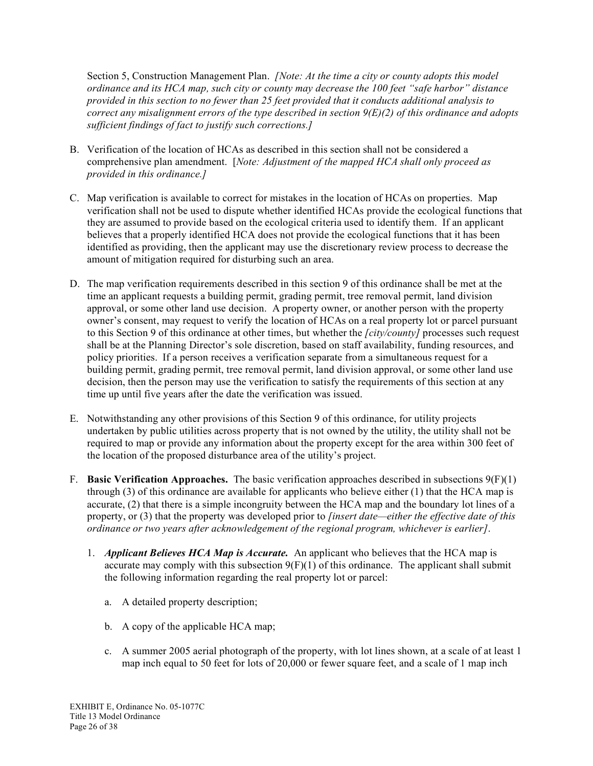Section 5, Construction Management Plan. *[Note: At the time a city or county adopts this model ordinance and its HCA map, such city or county may decrease the 100 feet "safe harbor" distance provided in this section to no fewer than 25 feet provided that it conducts additional analysis to correct any misalignment errors of the type described in section 9(E)(2) of this ordinance and adopts sufficient findings of fact to justify such corrections.]*

B. Verification of the location of HCAs as described in this section shall not be considered a comprehensive plan amendment. [*Note: Adjustment of the mapped HCA shall only proceed as provided in this ordinance.]*

C. Map verification is available to correct for mistakes in the location of HCAs on properties. Map verification shall not be used to dispute whether identified HCAs provide the ecological functions that they are assumed to provide based on the ecological criteria used to identify them. If an applicant believes that a properly identified HCA does not provide the ecological functions that it has been identified as providing, then the applicant may use the discretionary review process to decrease the amount of mitigation required for disturbing such an area.

D. The map verification requirements described in this section 9 of this ordinance shall be met at the time an applicant requests a building permit, grading permit, tree removal permit, land division approval, or some other land use decision. A property owner, or another person with the property owner's consent, may request to verify the location of HCAs on a real property lot or parcel pursuant to this Section 9 of this ordinance at other times, but whether the *[city/county]* processes such request shall be at the Planning Director's sole discretion, based on staff availability, funding resources, and policy priorities. If a person receives a verification separate from a simultaneous request for a building permit, grading permit, tree removal permit, land division approval, or some other land use decision, then the person may use the verification to satisfy the requirements of this section at any time up until five years after the date the verification was issued.

E. Notwithstanding any other provisions of this Section 9 of this ordinance, for utility projects undertaken by public utilities across property that is not owned by the utility, the utility shall not be required to map or provide any information about the property except for the area within 300 feet of the location of the proposed disturbance area of the utility's project.

F. **Basic Verification Approaches.** The basic verification approaches described in subsections 9(F)(1) through (3) of this ordinance are available for applicants who believe either (1) that the HCA map is accurate, (2) that there is a simple incongruity between the HCA map and the boundary lot lines of a property, or (3) that the property was developed prior to *[insert date—either the effective date of this ordinance or two years after acknowledgement of the regional program, whichever is earlier]*.

   1. ***Applicant Believes HCA Map is Accurate.*** An applicant who believes that the HCA map is accurate may comply with this subsection 9(F)(1) of this ordinance. The applicant shall submit the following information regarding the real property lot or parcel:

      a. A detailed property description;

      b. A copy of the applicable HCA map;

      c. A summer 2005 aerial photograph of the property, with lot lines shown, at a scale of at least 1 map inch equal to 50 feet for lots of 20,000 or fewer square feet, and a scale of 1 map inch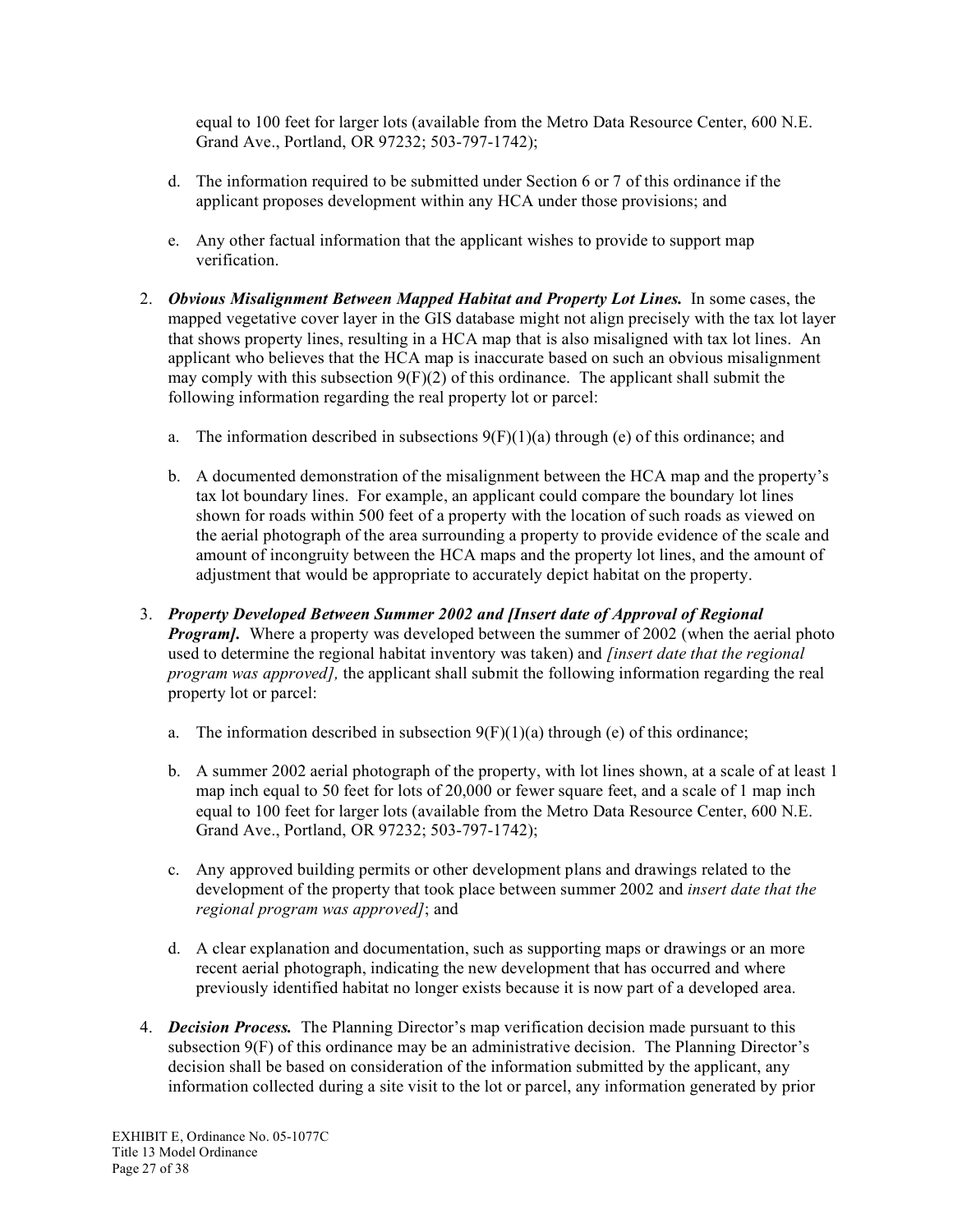equal to 100 feet for larger lots (available from the Metro Data Resource Center, 600 N.E. Grand Ave., Portland, OR 97232; 503-797-1742);

d. The information required to be submitted under Section 6 or 7 of this ordinance if the applicant proposes development within any HCA under those provisions; and

e. Any other factual information that the applicant wishes to provide to support map verification.

2. ***Obvious Misalignment Between Mapped Habitat and Property Lot Lines.*** In some cases, the mapped vegetative cover layer in the GIS database might not align precisely with the tax lot layer that shows property lines, resulting in a HCA map that is also misaligned with tax lot lines. An applicant who believes that the HCA map is inaccurate based on such an obvious misalignment may comply with this subsection 9(F)(2) of this ordinance. The applicant shall submit the following information regarding the real property lot or parcel:

   a. The information described in subsections 9(F)(1)(a) through (e) of this ordinance; and

   b. A documented demonstration of the misalignment between the HCA map and the property's tax lot boundary lines. For example, an applicant could compare the boundary lot lines shown for roads within 500 feet of a property with the location of such roads as viewed on the aerial photograph of the area surrounding a property to provide evidence of the scale and amount of incongruity between the HCA maps and the property lot lines, and the amount of adjustment that would be appropriate to accurately depict habitat on the property.

3. ***Property Developed Between Summer 2002 and [Insert date of Approval of Regional Program].*** Where a property was developed between the summer of 2002 (when the aerial photo used to determine the regional habitat inventory was taken) and *[insert date that the regional program was approved],* the applicant shall submit the following information regarding the real property lot or parcel:

   a. The information described in subsection 9(F)(1)(a) through (e) of this ordinance;

   b. A summer 2002 aerial photograph of the property, with lot lines shown, at a scale of at least 1 map inch equal to 50 feet for lots of 20,000 or fewer square feet, and a scale of 1 map inch equal to 100 feet for larger lots (available from the Metro Data Resource Center, 600 N.E. Grand Ave., Portland, OR 97232; 503-797-1742);

   c. Any approved building permits or other development plans and drawings related to the development of the property that took place between summer 2002 and *insert date that the regional program was approved]*; and

   d. A clear explanation and documentation, such as supporting maps or drawings or an more recent aerial photograph, indicating the new development that has occurred and where previously identified habitat no longer exists because it is now part of a developed area.

4. ***Decision Process.*** The Planning Director's map verification decision made pursuant to this subsection 9(F) of this ordinance may be an administrative decision. The Planning Director's decision shall be based on consideration of the information submitted by the applicant, any information collected during a site visit to the lot or parcel, any information generated by prior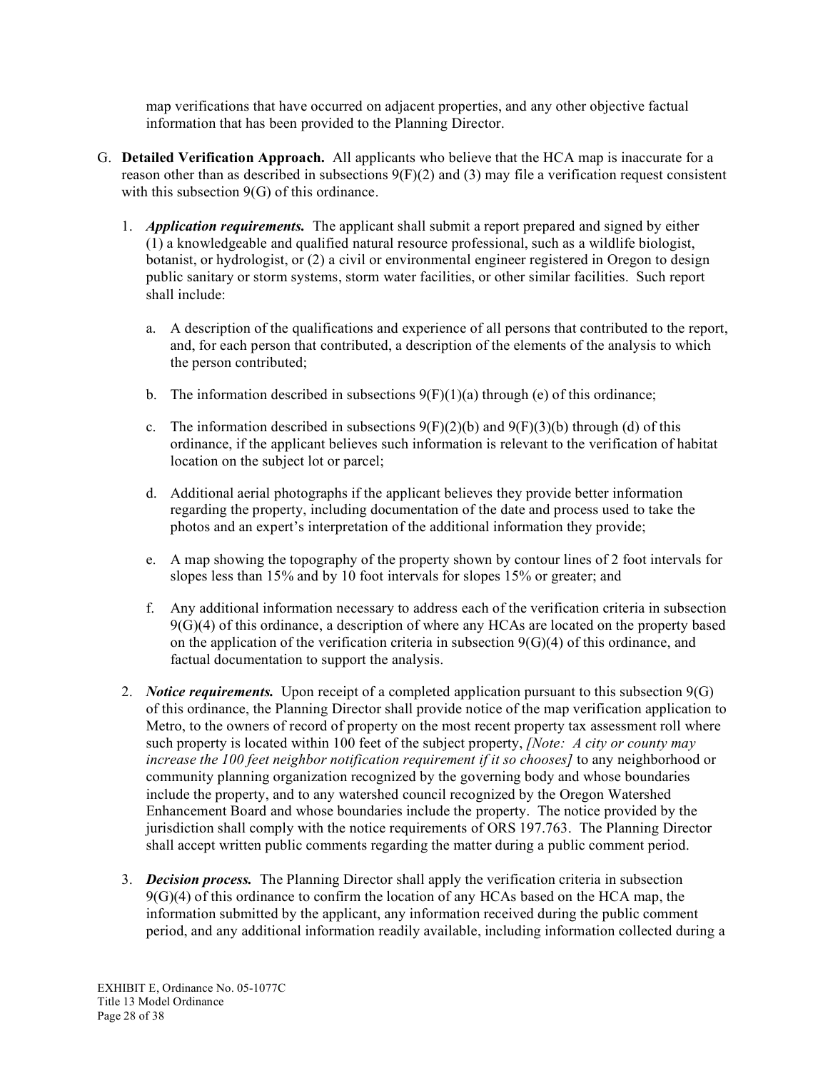map verifications that have occurred on adjacent properties, and any other objective factual information that has been provided to the Planning Director.

G. **Detailed Verification Approach.** All applicants who believe that the HCA map is inaccurate for a reason other than as described in subsections 9(F)(2) and (3) may file a verification request consistent with this subsection 9(G) of this ordinance.

   1. ***Application requirements.*** The applicant shall submit a report prepared and signed by either (1) a knowledgeable and qualified natural resource professional, such as a wildlife biologist, botanist, or hydrologist, or (2) a civil or environmental engineer registered in Oregon to design public sanitary or storm systems, storm water facilities, or other similar facilities. Such report shall include:

      a. A description of the qualifications and experience of all persons that contributed to the report, and, for each person that contributed, a description of the elements of the analysis to which the person contributed;

      b. The information described in subsections 9(F)(1)(a) through (e) of this ordinance;

      c. The information described in subsections 9(F)(2)(b) and 9(F)(3)(b) through (d) of this ordinance, if the applicant believes such information is relevant to the verification of habitat location on the subject lot or parcel;

      d. Additional aerial photographs if the applicant believes they provide better information regarding the property, including documentation of the date and process used to take the photos and an expert's interpretation of the additional information they provide;

      e. A map showing the topography of the property shown by contour lines of 2 foot intervals for slopes less than 15% and by 10 foot intervals for slopes 15% or greater; and

      f. Any additional information necessary to address each of the verification criteria in subsection 9(G)(4) of this ordinance, a description of where any HCAs are located on the property based on the application of the verification criteria in subsection 9(G)(4) of this ordinance, and factual documentation to support the analysis.

   2. ***Notice requirements.*** Upon receipt of a completed application pursuant to this subsection 9(G) of this ordinance, the Planning Director shall provide notice of the map verification application to Metro, to the owners of record of property on the most recent property tax assessment roll where such property is located within 100 feet of the subject property, *[Note: A city or county may increase the 100 feet neighbor notification requirement if it so chooses]* to any neighborhood or community planning organization recognized by the governing body and whose boundaries include the property, and to any watershed council recognized by the Oregon Watershed Enhancement Board and whose boundaries include the property. The notice provided by the jurisdiction shall comply with the notice requirements of ORS 197.763. The Planning Director shall accept written public comments regarding the matter during a public comment period.

   3. ***Decision process.*** The Planning Director shall apply the verification criteria in subsection 9(G)(4) of this ordinance to confirm the location of any HCAs based on the HCA map, the information submitted by the applicant, any information received during the public comment period, and any additional information readily available, including information collected during a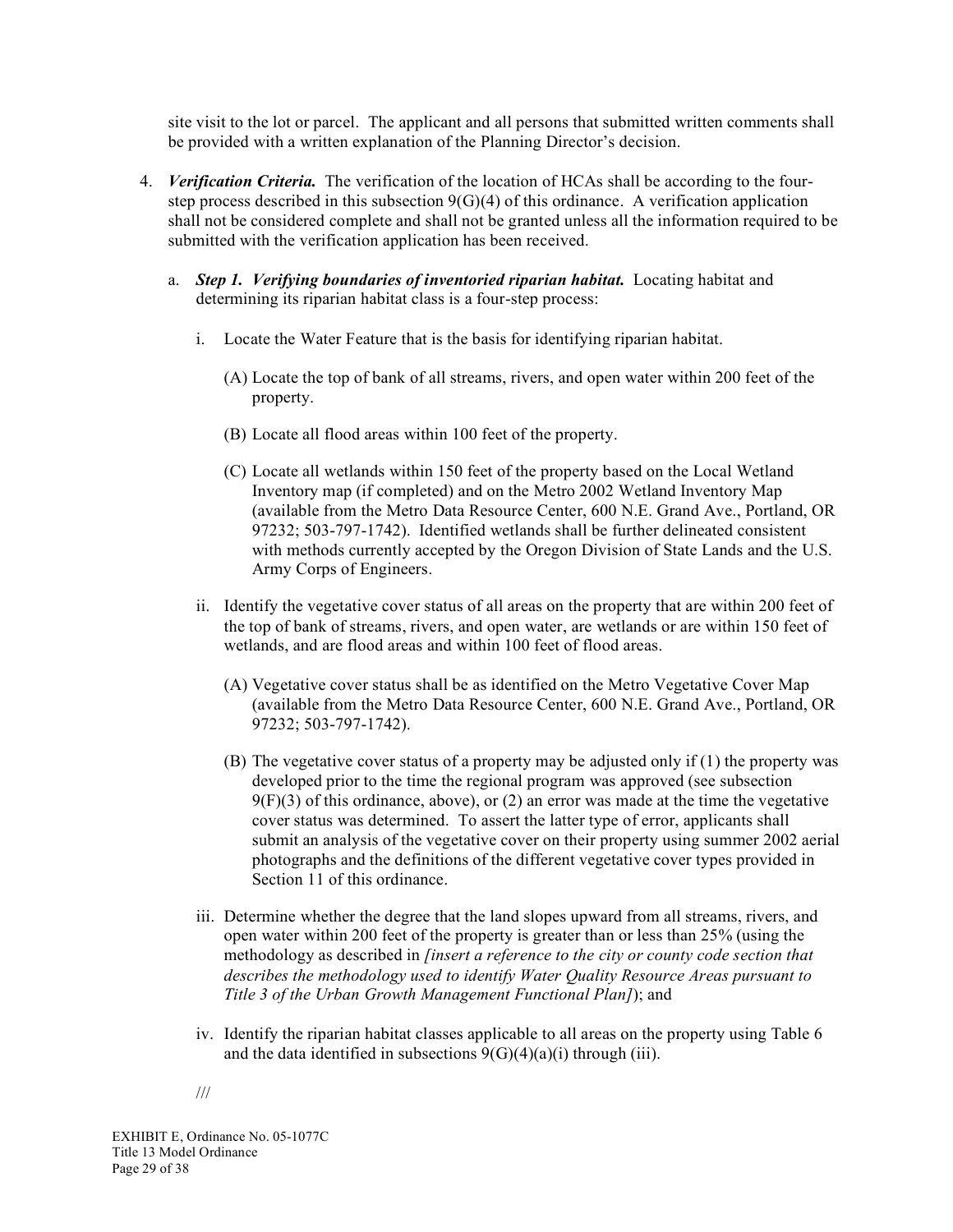site visit to the lot or parcel. The applicant and all persons that submitted written comments shall be provided with a written explanation of the Planning Director's decision.

4. ***Verification Criteria.*** The verification of the location of HCAs shall be according to the four-step process described in this subsection 9(G)(4) of this ordinance. A verification application shall not be considered complete and shall not be granted unless all the information required to be submitted with the verification application has been received.

   a. ***Step 1. Verifying boundaries of inventoried riparian habitat.*** Locating habitat and determining its riparian habitat class is a four-step process:

      i. Locate the Water Feature that is the basis for identifying riparian habitat.

         (A) Locate the top of bank of all streams, rivers, and open water within 200 feet of the property.

         (B) Locate all flood areas within 100 feet of the property.

         (C) Locate all wetlands within 150 feet of the property based on the Local Wetland Inventory map (if completed) and on the Metro 2002 Wetland Inventory Map (available from the Metro Data Resource Center, 600 N.E. Grand Ave., Portland, OR 97232; 503-797-1742). Identified wetlands shall be further delineated consistent with methods currently accepted by the Oregon Division of State Lands and the U.S. Army Corps of Engineers.

      ii. Identify the vegetative cover status of all areas on the property that are within 200 feet of the top of bank of streams, rivers, and open water, are wetlands or are within 150 feet of wetlands, and are flood areas and within 100 feet of flood areas.

         (A) Vegetative cover status shall be as identified on the Metro Vegetative Cover Map (available from the Metro Data Resource Center, 600 N.E. Grand Ave., Portland, OR 97232; 503-797-1742).

         (B) The vegetative cover status of a property may be adjusted only if (1) the property was developed prior to the time the regional program was approved (see subsection 9(F)(3) of this ordinance, above), or (2) an error was made at the time the vegetative cover status was determined. To assert the latter type of error, applicants shall submit an analysis of the vegetative cover on their property using summer 2002 aerial photographs and the definitions of the different vegetative cover types provided in Section 11 of this ordinance.

      iii. Determine whether the degree that the land slopes upward from all streams, rivers, and open water within 200 feet of the property is greater than or less than 25% (using the methodology as described in *[insert a reference to the city or county code section that describes the methodology used to identify Water Quality Resource Areas pursuant to Title 3 of the Urban Growth Management Functional Plan]*); and

      iv. Identify the riparian habitat classes applicable to all areas on the property using Table 6 and the data identified in subsections 9(G)(4)(a)(i) through (iii).

///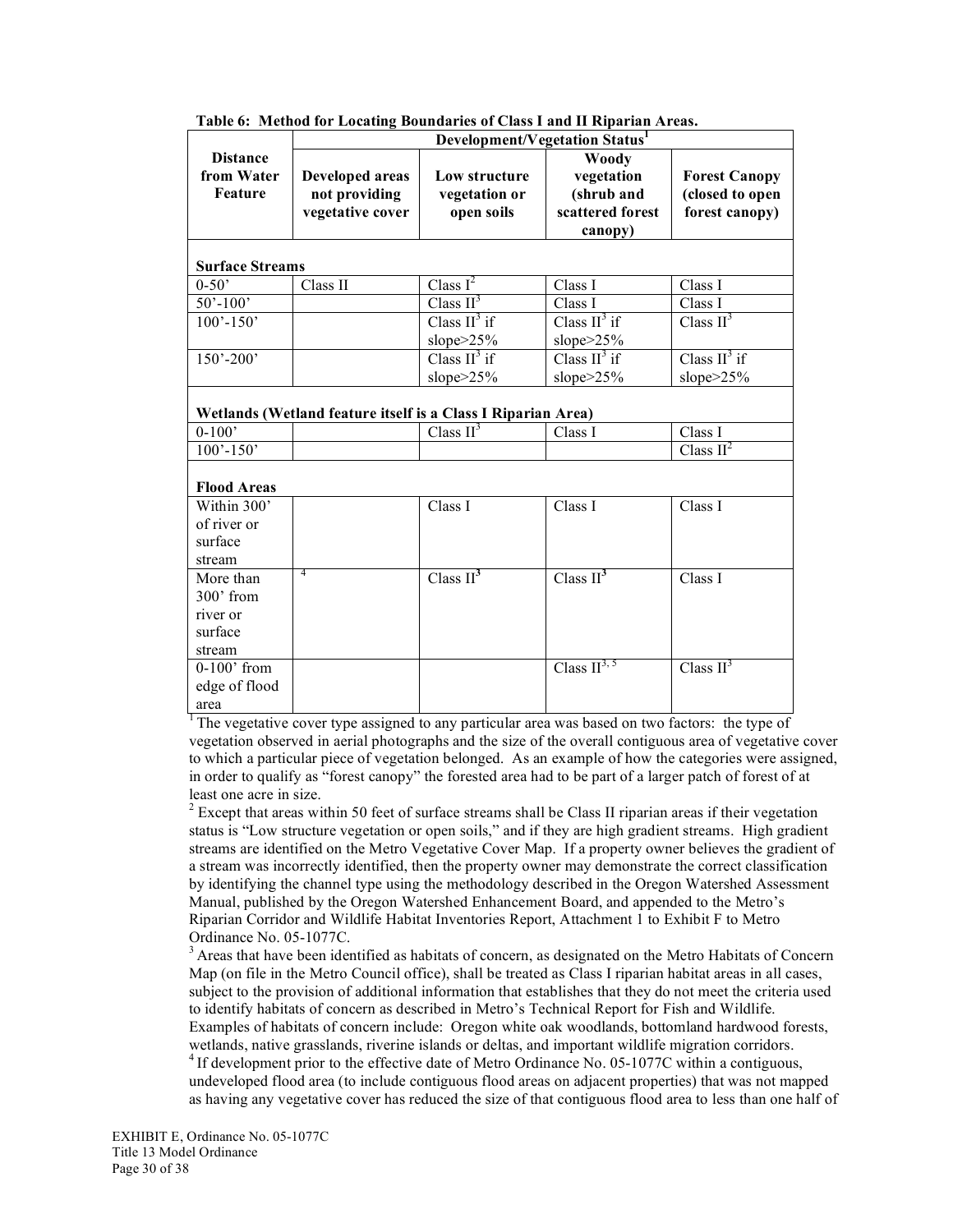**Table 6: Method for Locating Boundaries of Class I and II Riparian Areas.**

| Distance from Water Feature | Development/Vegetation Status[1] | | | |
|---|---|---|---|---|
| | Developed areas not providing vegetative cover | Low structure vegetation or open soils | Woody vegetation (shrub and scattered forest canopy) | Forest Canopy (closed to open forest canopy) |
| **Surface Streams** | | | | |
| 0-50' | Class II | Class I[2] | Class I | Class I |
| 50'-100' | | Class II[3] | Class I | Class I |
| 100'-150' | | Class II[3] if slope>25% | Class II[3] if slope>25% | Class II[3] |
| 150'-200' | | Class II[3] if slope>25% | Class II[3] if slope>25% | Class II[3] if slope>25% |
| **Wetlands (Wetland feature itself is a Class I Riparian Area)** | | | | |
| 0-100' | | Class II[3] | Class I | Class I |
| 100'-150' | | | | Class II[2] |
| **Flood Areas** | | | | |
| Within 300' of river or surface stream | | Class I | Class I | Class I |
| More than 300' from river or surface stream | [4] | Class II[3] | Class II[3] | Class I |
| 0-100' from edge of flood area | | | Class II[3, 5] | Class II[3] |

[1] The vegetative cover type assigned to any particular area was based on two factors: the type of vegetation observed in aerial photographs and the size of the overall contiguous area of vegetative cover to which a particular piece of vegetation belonged. As an example of how the categories were assigned, in order to qualify as "forest canopy" the forested area had to be part of a larger patch of forest of at least one acre in size.

[2] Except that areas within 50 feet of surface streams shall be Class II riparian areas if their vegetation status is "Low structure vegetation or open soils," and if they are high gradient streams. High gradient streams are identified on the Metro Vegetative Cover Map. If a property owner believes the gradient of a stream was incorrectly identified, then the property owner may demonstrate the correct classification by identifying the channel type using the methodology described in the Oregon Watershed Assessment Manual, published by the Oregon Watershed Enhancement Board, and appended to the Metro's Riparian Corridor and Wildlife Habitat Inventories Report, Attachment 1 to Exhibit F to Metro Ordinance No. 05-1077C.

[3] Areas that have been identified as habitats of concern, as designated on the Metro Habitats of Concern Map (on file in the Metro Council office), shall be treated as Class I riparian habitat areas in all cases, subject to the provision of additional information that establishes that they do not meet the criteria used to identify habitats of concern as described in Metro's Technical Report for Fish and Wildlife. Examples of habitats of concern include: Oregon white oak woodlands, bottomland hardwood forests, wetlands, native grasslands, riverine islands or deltas, and important wildlife migration corridors.

[4] If development prior to the effective date of Metro Ordinance No. 05-1077C within a contiguous, undeveloped flood area (to include contiguous flood areas on adjacent properties) that was not mapped as having any vegetative cover has reduced the size of that contiguous flood area to less than one half of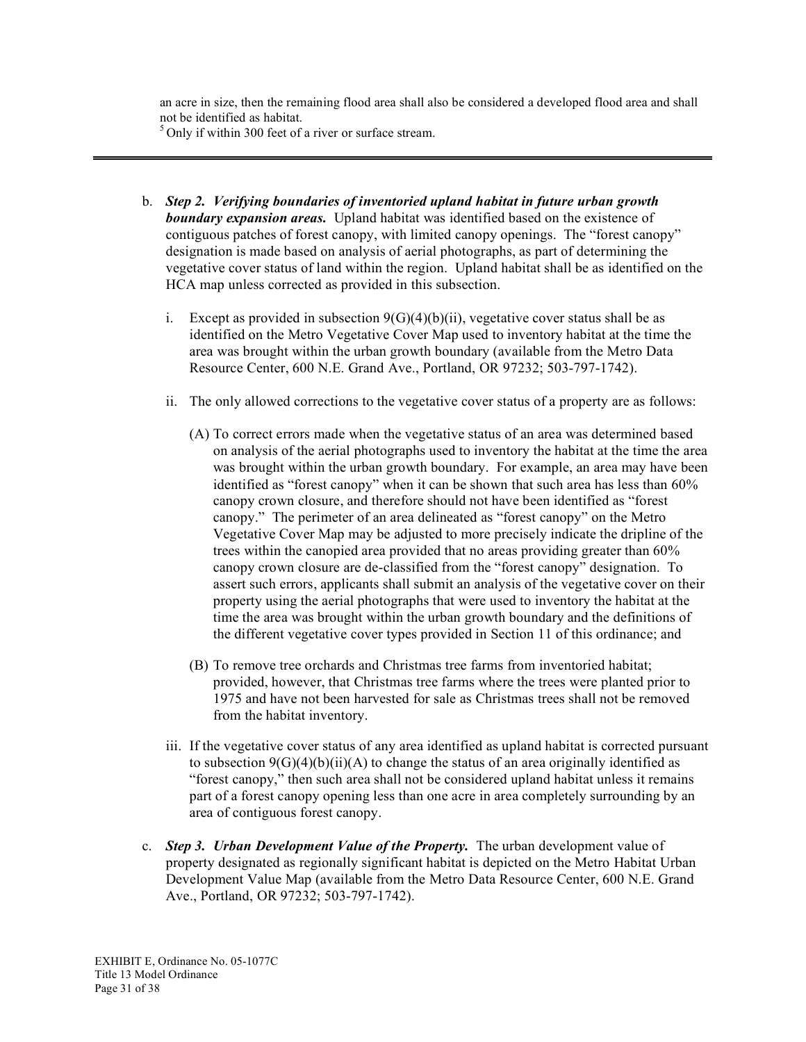an acre in size, then the remaining flood area shall also be considered a developed flood area and shall not be identified as habitat.

[5] Only if within 300 feet of a river or surface stream.

---

b. ***Step 2. Verifying boundaries of inventoried upland habitat in future urban growth boundary expansion areas.*** Upland habitat was identified based on the existence of contiguous patches of forest canopy, with limited canopy openings. The "forest canopy" designation is made based on analysis of aerial photographs, as part of determining the vegetative cover status of land within the region. Upland habitat shall be as identified on the HCA map unless corrected as provided in this subsection.

   i. Except as provided in subsection 9(G)(4)(b)(ii), vegetative cover status shall be as identified on the Metro Vegetative Cover Map used to inventory habitat at the time the area was brought within the urban growth boundary (available from the Metro Data Resource Center, 600 N.E. Grand Ave., Portland, OR 97232; 503-797-1742).

   ii. The only allowed corrections to the vegetative cover status of a property are as follows:

      (A) To correct errors made when the vegetative status of an area was determined based on analysis of the aerial photographs used to inventory the habitat at the time the area was brought within the urban growth boundary. For example, an area may have been identified as "forest canopy" when it can be shown that such area has less than 60% canopy crown closure, and therefore should not have been identified as "forest canopy." The perimeter of an area delineated as "forest canopy" on the Metro Vegetative Cover Map may be adjusted to more precisely indicate the dripline of the trees within the canopied area provided that no areas providing greater than 60% canopy crown closure are de-classified from the "forest canopy" designation. To assert such errors, applicants shall submit an analysis of the vegetative cover on their property using the aerial photographs that were used to inventory the habitat at the time the area was brought within the urban growth boundary and the definitions of the different vegetative cover types provided in Section 11 of this ordinance; and

      (B) To remove tree orchards and Christmas tree farms from inventoried habitat; provided, however, that Christmas tree farms where the trees were planted prior to 1975 and have not been harvested for sale as Christmas trees shall not be removed from the habitat inventory.

   iii. If the vegetative cover status of any area identified as upland habitat is corrected pursuant to subsection 9(G)(4)(b)(ii)(A) to change the status of an area originally identified as "forest canopy," then such area shall not be considered upland habitat unless it remains part of a forest canopy opening less than one acre in area completely surrounding by an area of contiguous forest canopy.

c. ***Step 3. Urban Development Value of the Property.*** The urban development value of property designated as regionally significant habitat is depicted on the Metro Habitat Urban Development Value Map (available from the Metro Data Resource Center, 600 N.E. Grand Ave., Portland, OR 97232; 503-797-1742).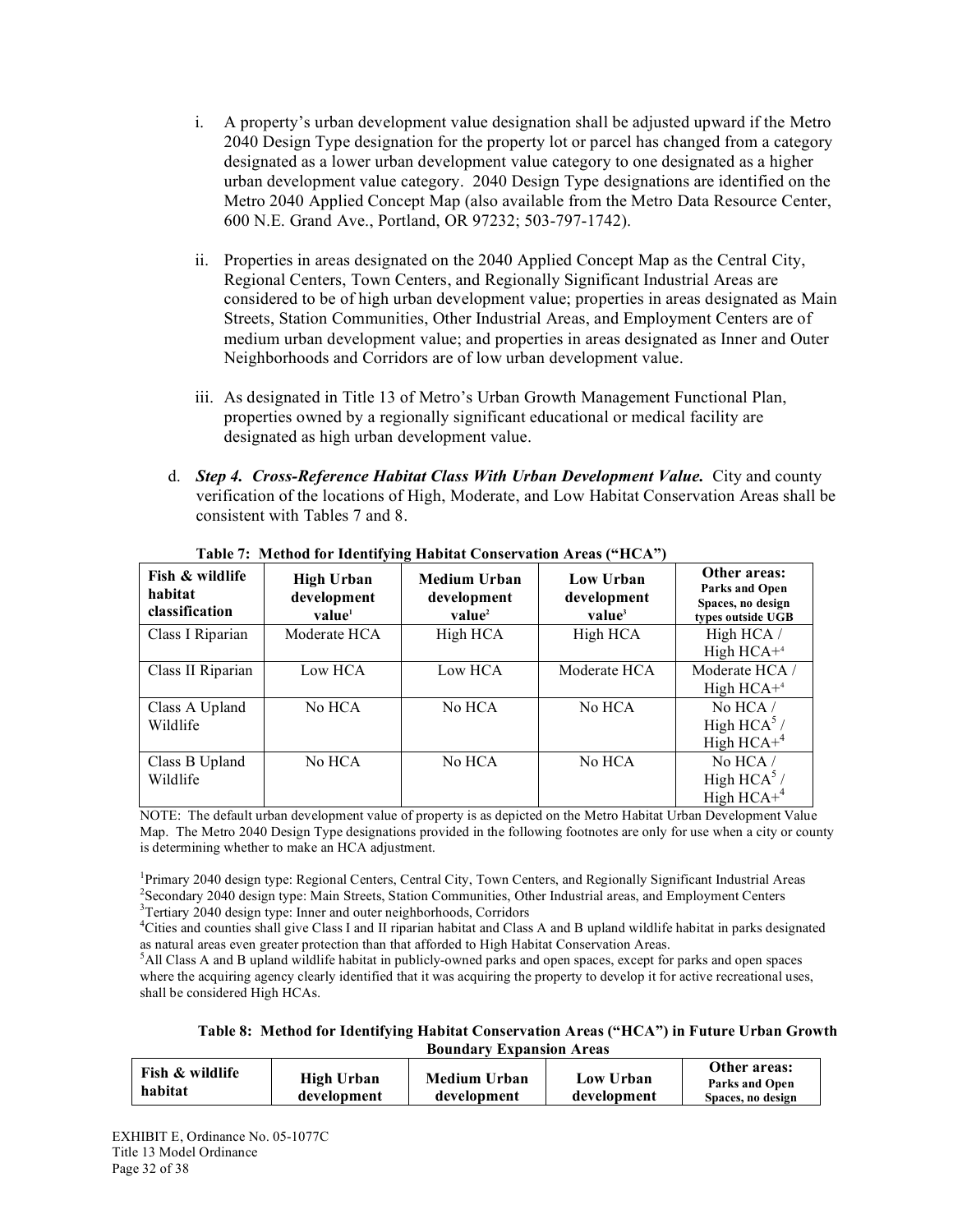i. A property's urban development value designation shall be adjusted upward if the Metro 2040 Design Type designation for the property lot or parcel has changed from a category designated as a lower urban development value category to one designated as a higher urban development value category. 2040 Design Type designations are identified on the Metro 2040 Applied Concept Map (also available from the Metro Data Resource Center, 600 N.E. Grand Ave., Portland, OR 97232; 503-797-1742).

ii. Properties in areas designated on the 2040 Applied Concept Map as the Central City, Regional Centers, Town Centers, and Regionally Significant Industrial Areas are considered to be of high urban development value; properties in areas designated as Main Streets, Station Communities, Other Industrial Areas, and Employment Centers are of medium urban development value; and properties in areas designated as Inner and Outer Neighborhoods and Corridors are of low urban development value.

iii. As designated in Title 13 of Metro's Urban Growth Management Functional Plan, properties owned by a regionally significant educational or medical facility are designated as high urban development value.

d. ***Step 4. Cross-Reference Habitat Class With Urban Development Value.*** City and county verification of the locations of High, Moderate, and Low Habitat Conservation Areas shall be consistent with Tables 7 and 8.

**Table 7: Method for Identifying Habitat Conservation Areas ("HCA")**

| Fish & wildlife habitat classification | High Urban development value[1] | Medium Urban development value[2] | Low Urban development value[3] | Other areas: Parks and Open Spaces, no design types outside UGB |
|---|---|---|---|---|
| Class I Riparian | Moderate HCA | High HCA | High HCA | High HCA / High HCA+[4] |
| Class II Riparian | Low HCA | Low HCA | Moderate HCA | Moderate HCA / High HCA+[4] |
| Class A Upland Wildlife | No HCA | No HCA | No HCA | No HCA / High HCA[5] / High HCA+[4] |
| Class B Upland Wildlife | No HCA | No HCA | No HCA | No HCA / High HCA[5] / High HCA+[4] |

NOTE: The default urban development value of property is as depicted on the Metro Habitat Urban Development Value Map. The Metro 2040 Design Type designations provided in the following footnotes are only for use when a city or county is determining whether to make an HCA adjustment.

[1]Primary 2040 design type: Regional Centers, Central City, Town Centers, and Regionally Significant Industrial Areas
[2]Secondary 2040 design type: Main Streets, Station Communities, Other Industrial areas, and Employment Centers
[3]Tertiary 2040 design type: Inner and outer neighborhoods, Corridors
[4]Cities and counties shall give Class I and II riparian habitat and Class A and B upland wildlife habitat in parks designated as natural areas even greater protection than that afforded to High Habitat Conservation Areas.
[5]All Class A and B upland wildlife habitat in publicly-owned parks and open spaces, except for parks and open spaces where the acquiring agency clearly identified that it was acquiring the property to develop it for active recreational uses, shall be considered High HCAs.

**Table 8: Method for Identifying Habitat Conservation Areas ("HCA") in Future Urban Growth Boundary Expansion Areas**

| Fish & wildlife habitat | High Urban development | Medium Urban development | Low Urban development | Other areas: Parks and Open Spaces, no design |
|---|---|---|---|---|

EXHIBIT E, Ordinance No. 05-1077C
Title 13 Model Ordinance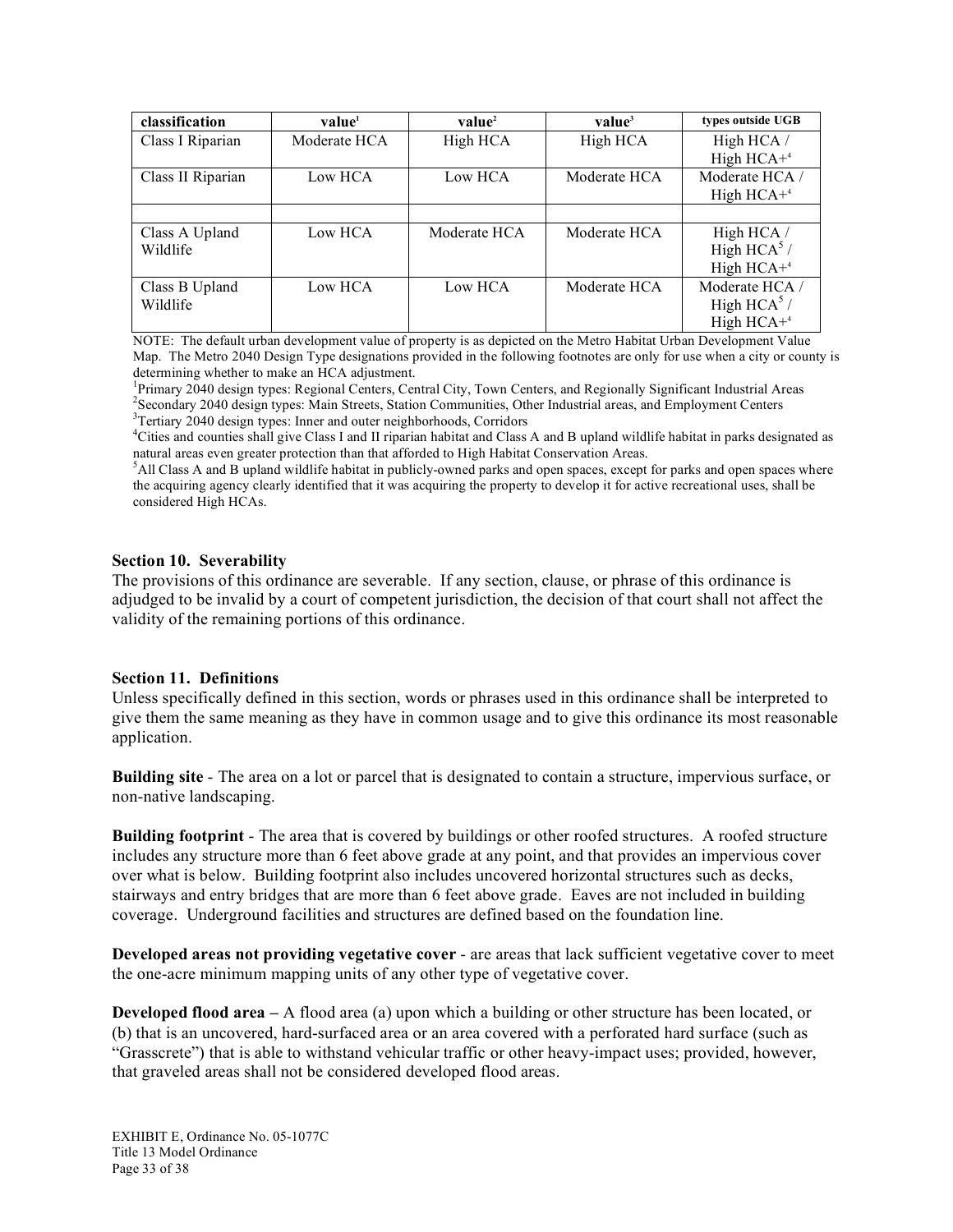| classification | value[1] | value[2] | value[3] | types outside UGB |
|---|---|---|---|---|
| Class I Riparian | Moderate HCA | High HCA | High HCA | High HCA / High HCA+[4] |
| Class II Riparian | Low HCA | Low HCA | Moderate HCA | Moderate HCA / High HCA+[4] |
| | | | | |
| Class A Upland Wildlife | Low HCA | Moderate HCA | Moderate HCA | High HCA / High HCA[5] / High HCA+[4] |
| Class B Upland Wildlife | Low HCA | Low HCA | Moderate HCA | Moderate HCA / High HCA[5] / High HCA+[4] |

NOTE: The default urban development value of property is as depicted on the Metro Habitat Urban Development Value Map. The Metro 2040 Design Type designations provided in the following footnotes are only for use when a city or county is determining whether to make an HCA adjustment.

[1]Primary 2040 design types: Regional Centers, Central City, Town Centers, and Regionally Significant Industrial Areas

[2]Secondary 2040 design types: Main Streets, Station Communities, Other Industrial areas, and Employment Centers

[3]Tertiary 2040 design types: Inner and outer neighborhoods, Corridors

[4]Cities and counties shall give Class I and II riparian habitat and Class A and B upland wildlife habitat in parks designated as natural areas even greater protection than that afforded to High Habitat Conservation Areas.

[5]All Class A and B upland wildlife habitat in publicly-owned parks and open spaces, except for parks and open spaces where the acquiring agency clearly identified that it was acquiring the property to develop it for active recreational uses, shall be considered High HCAs.

### Section 10. Severability

The provisions of this ordinance are severable. If any section, clause, or phrase of this ordinance is adjudged to be invalid by a court of competent jurisdiction, the decision of that court shall not affect the validity of the remaining portions of this ordinance.

### Section 11. Definitions

Unless specifically defined in this section, words or phrases used in this ordinance shall be interpreted to give them the same meaning as they have in common usage and to give this ordinance its most reasonable application.

**Building site** - The area on a lot or parcel that is designated to contain a structure, impervious surface, or non-native landscaping.

**Building footprint** - The area that is covered by buildings or other roofed structures. A roofed structure includes any structure more than 6 feet above grade at any point, and that provides an impervious cover over what is below. Building footprint also includes uncovered horizontal structures such as decks, stairways and entry bridges that are more than 6 feet above grade. Eaves are not included in building coverage. Underground facilities and structures are defined based on the foundation line.

**Developed areas not providing vegetative cover** - are areas that lack sufficient vegetative cover to meet the one-acre minimum mapping units of any other type of vegetative cover.

**Developed flood area –** A flood area (a) upon which a building or other structure has been located, or (b) that is an uncovered, hard-surfaced area or an area covered with a perforated hard surface (such as "Grasscrete") that is able to withstand vehicular traffic or other heavy-impact uses; provided, however, that graveled areas shall not be considered developed flood areas.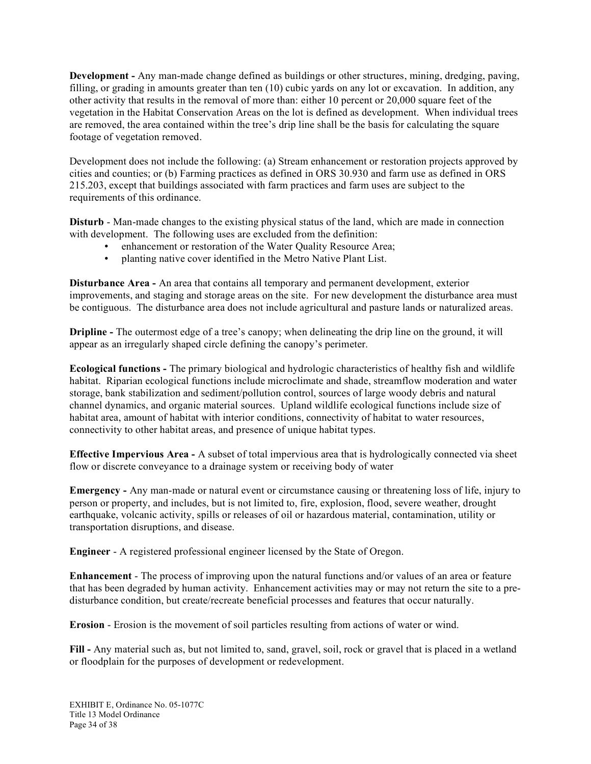**Development -** Any man-made change defined as buildings or other structures, mining, dredging, paving, filling, or grading in amounts greater than ten (10) cubic yards on any lot or excavation. In addition, any other activity that results in the removal of more than: either 10 percent or 20,000 square feet of the vegetation in the Habitat Conservation Areas on the lot is defined as development. When individual trees are removed, the area contained within the tree's drip line shall be the basis for calculating the square footage of vegetation removed.

Development does not include the following: (a) Stream enhancement or restoration projects approved by cities and counties; or (b) Farming practices as defined in ORS 30.930 and farm use as defined in ORS 215.203, except that buildings associated with farm practices and farm uses are subject to the requirements of this ordinance.

**Disturb** - Man-made changes to the existing physical status of the land, which are made in connection with development. The following uses are excluded from the definition:

- enhancement or restoration of the Water Quality Resource Area;
- planting native cover identified in the Metro Native Plant List.

**Disturbance Area -** An area that contains all temporary and permanent development, exterior improvements, and staging and storage areas on the site. For new development the disturbance area must be contiguous. The disturbance area does not include agricultural and pasture lands or naturalized areas.

**Dripline -** The outermost edge of a tree's canopy; when delineating the drip line on the ground, it will appear as an irregularly shaped circle defining the canopy's perimeter.

**Ecological functions -** The primary biological and hydrologic characteristics of healthy fish and wildlife habitat. Riparian ecological functions include microclimate and shade, streamflow moderation and water storage, bank stabilization and sediment/pollution control, sources of large woody debris and natural channel dynamics, and organic material sources. Upland wildlife ecological functions include size of habitat area, amount of habitat with interior conditions, connectivity of habitat to water resources, connectivity to other habitat areas, and presence of unique habitat types.

**Effective Impervious Area -** A subset of total impervious area that is hydrologically connected via sheet flow or discrete conveyance to a drainage system or receiving body of water

**Emergency -** Any man-made or natural event or circumstance causing or threatening loss of life, injury to person or property, and includes, but is not limited to, fire, explosion, flood, severe weather, drought earthquake, volcanic activity, spills or releases of oil or hazardous material, contamination, utility or transportation disruptions, and disease.

**Engineer** - A registered professional engineer licensed by the State of Oregon.

**Enhancement** - The process of improving upon the natural functions and/or values of an area or feature that has been degraded by human activity. Enhancement activities may or may not return the site to a pre-disturbance condition, but create/recreate beneficial processes and features that occur naturally.

**Erosion** - Erosion is the movement of soil particles resulting from actions of water or wind.

**Fill -** Any material such as, but not limited to, sand, gravel, soil, rock or gravel that is placed in a wetland or floodplain for the purposes of development or redevelopment.

EXHIBIT E, Ordinance No. 05-1077C
Title 13 Model Ordinance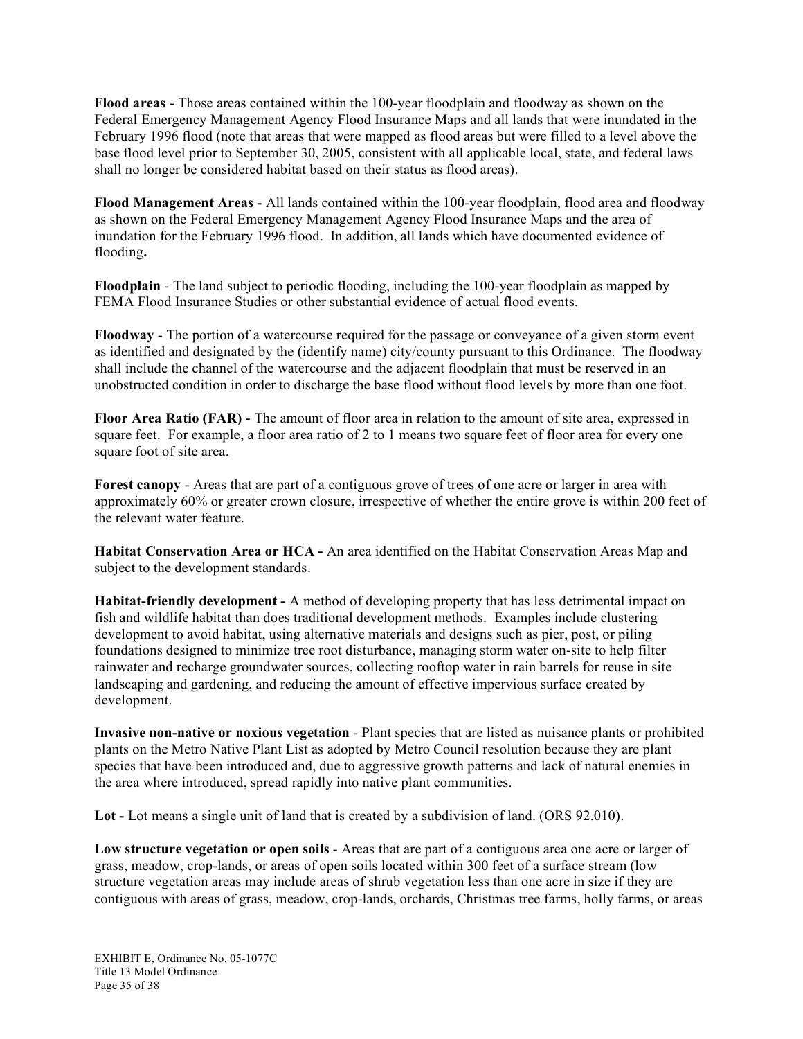**Flood areas** - Those areas contained within the 100-year floodplain and floodway as shown on the Federal Emergency Management Agency Flood Insurance Maps and all lands that were inundated in the February 1996 flood (note that areas that were mapped as flood areas but were filled to a level above the base flood level prior to September 30, 2005, consistent with all applicable local, state, and federal laws shall no longer be considered habitat based on their status as flood areas).

**Flood Management Areas -** All lands contained within the 100-year floodplain, flood area and floodway as shown on the Federal Emergency Management Agency Flood Insurance Maps and the area of inundation for the February 1996 flood. In addition, all lands which have documented evidence of flooding**.**

**Floodplain** - The land subject to periodic flooding, including the 100-year floodplain as mapped by FEMA Flood Insurance Studies or other substantial evidence of actual flood events.

**Floodway** - The portion of a watercourse required for the passage or conveyance of a given storm event as identified and designated by the (identify name) city/county pursuant to this Ordinance. The floodway shall include the channel of the watercourse and the adjacent floodplain that must be reserved in an unobstructed condition in order to discharge the base flood without flood levels by more than one foot.

**Floor Area Ratio (FAR) -** The amount of floor area in relation to the amount of site area, expressed in square feet. For example, a floor area ratio of 2 to 1 means two square feet of floor area for every one square foot of site area.

**Forest canopy** - Areas that are part of a contiguous grove of trees of one acre or larger in area with approximately 60% or greater crown closure, irrespective of whether the entire grove is within 200 feet of the relevant water feature.

**Habitat Conservation Area or HCA -** An area identified on the Habitat Conservation Areas Map and subject to the development standards.

**Habitat-friendly development -** A method of developing property that has less detrimental impact on fish and wildlife habitat than does traditional development methods. Examples include clustering development to avoid habitat, using alternative materials and designs such as pier, post, or piling foundations designed to minimize tree root disturbance, managing storm water on-site to help filter rainwater and recharge groundwater sources, collecting rooftop water in rain barrels for reuse in site landscaping and gardening, and reducing the amount of effective impervious surface created by development.

**Invasive non-native or noxious vegetation** - Plant species that are listed as nuisance plants or prohibited plants on the Metro Native Plant List as adopted by Metro Council resolution because they are plant species that have been introduced and, due to aggressive growth patterns and lack of natural enemies in the area where introduced, spread rapidly into native plant communities.

**Lot -** Lot means a single unit of land that is created by a subdivision of land. (ORS 92.010).

**Low structure vegetation or open soils** - Areas that are part of a contiguous area one acre or larger of grass, meadow, crop-lands, or areas of open soils located within 300 feet of a surface stream (low structure vegetation areas may include areas of shrub vegetation less than one acre in size if they are contiguous with areas of grass, meadow, crop-lands, orchards, Christmas tree farms, holly farms, or areas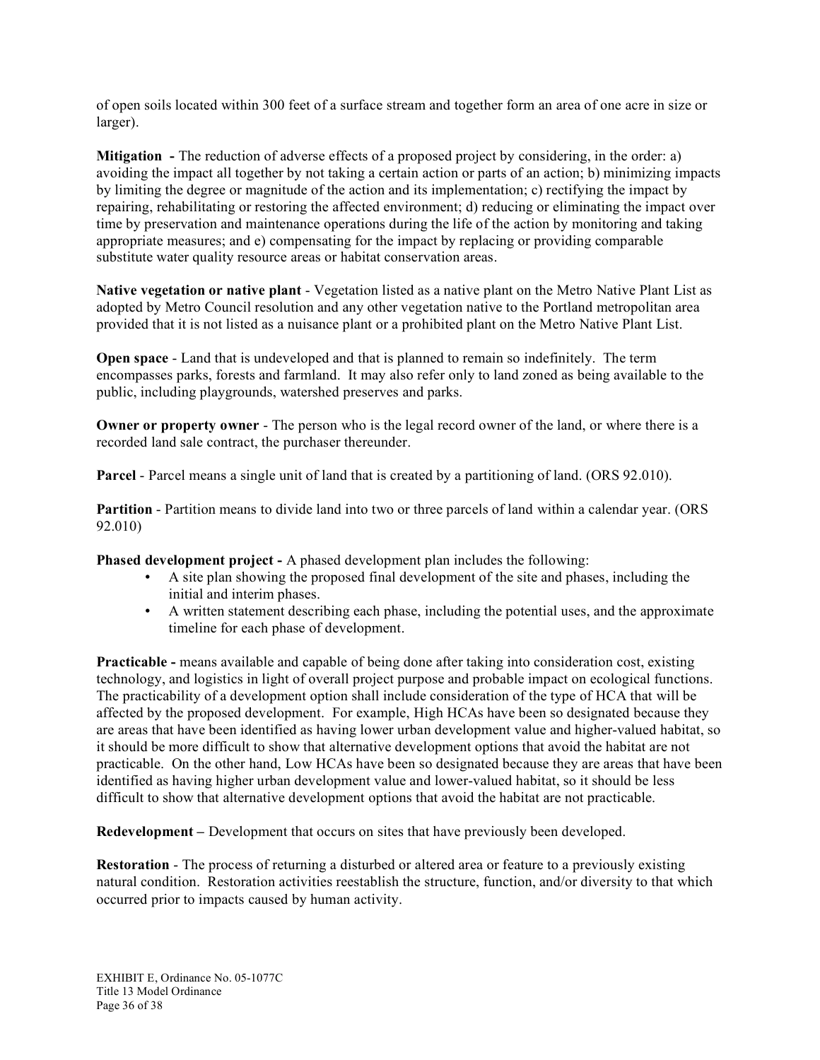of open soils located within 300 feet of a surface stream and together form an area of one acre in size or larger).

**Mitigation -** The reduction of adverse effects of a proposed project by considering, in the order: a) avoiding the impact all together by not taking a certain action or parts of an action; b) minimizing impacts by limiting the degree or magnitude of the action and its implementation; c) rectifying the impact by repairing, rehabilitating or restoring the affected environment; d) reducing or eliminating the impact over time by preservation and maintenance operations during the life of the action by monitoring and taking appropriate measures; and e) compensating for the impact by replacing or providing comparable substitute water quality resource areas or habitat conservation areas.

**Native vegetation or native plant** - Vegetation listed as a native plant on the Metro Native Plant List as adopted by Metro Council resolution and any other vegetation native to the Portland metropolitan area provided that it is not listed as a nuisance plant or a prohibited plant on the Metro Native Plant List.

**Open space** - Land that is undeveloped and that is planned to remain so indefinitely. The term encompasses parks, forests and farmland. It may also refer only to land zoned as being available to the public, including playgrounds, watershed preserves and parks.

**Owner or property owner** - The person who is the legal record owner of the land, or where there is a recorded land sale contract, the purchaser thereunder.

**Parcel** - Parcel means a single unit of land that is created by a partitioning of land. (ORS 92.010).

**Partition** - Partition means to divide land into two or three parcels of land within a calendar year. (ORS 92.010)

**Phased development project -** A phased development plan includes the following:

- A site plan showing the proposed final development of the site and phases, including the initial and interim phases.
- A written statement describing each phase, including the potential uses, and the approximate timeline for each phase of development.

**Practicable -** means available and capable of being done after taking into consideration cost, existing technology, and logistics in light of overall project purpose and probable impact on ecological functions. The practicability of a development option shall include consideration of the type of HCA that will be affected by the proposed development. For example, High HCAs have been so designated because they are areas that have been identified as having lower urban development value and higher-valued habitat, so it should be more difficult to show that alternative development options that avoid the habitat are not practicable. On the other hand, Low HCAs have been so designated because they are areas that have been identified as having higher urban development value and lower-valued habitat, so it should be less difficult to show that alternative development options that avoid the habitat are not practicable.

**Redevelopment –** Development that occurs on sites that have previously been developed.

**Restoration** - The process of returning a disturbed or altered area or feature to a previously existing natural condition. Restoration activities reestablish the structure, function, and/or diversity to that which occurred prior to impacts caused by human activity.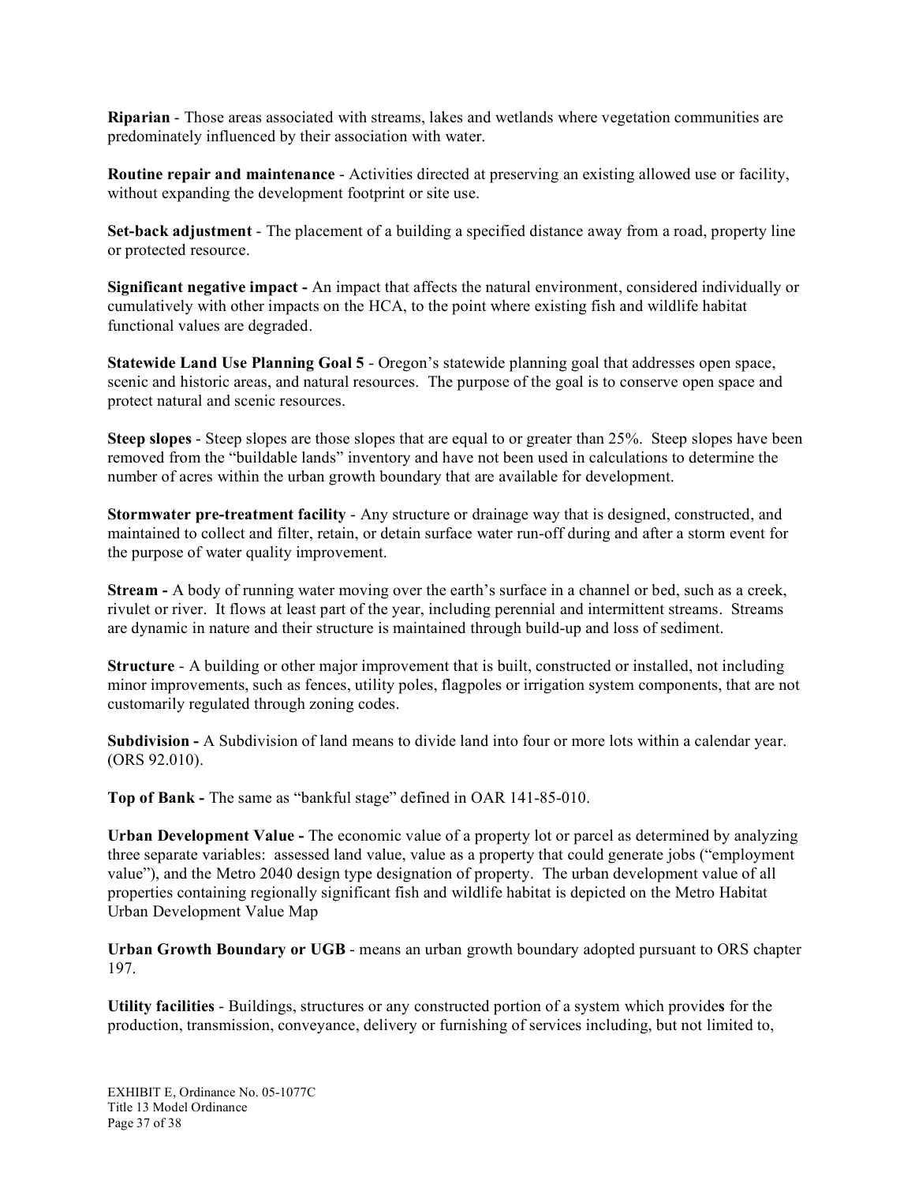**Riparian** - Those areas associated with streams, lakes and wetlands where vegetation communities are predominately influenced by their association with water.

**Routine repair and maintenance** - Activities directed at preserving an existing allowed use or facility, without expanding the development footprint or site use.

**Set-back adjustment** - The placement of a building a specified distance away from a road, property line or protected resource.

**Significant negative impact -** An impact that affects the natural environment, considered individually or cumulatively with other impacts on the HCA, to the point where existing fish and wildlife habitat functional values are degraded.

**Statewide Land Use Planning Goal 5** - Oregon's statewide planning goal that addresses open space, scenic and historic areas, and natural resources. The purpose of the goal is to conserve open space and protect natural and scenic resources.

**Steep slopes** - Steep slopes are those slopes that are equal to or greater than 25%. Steep slopes have been removed from the "buildable lands" inventory and have not been used in calculations to determine the number of acres within the urban growth boundary that are available for development.

**Stormwater pre-treatment facility** - Any structure or drainage way that is designed, constructed, and maintained to collect and filter, retain, or detain surface water run-off during and after a storm event for the purpose of water quality improvement.

**Stream -** A body of running water moving over the earth's surface in a channel or bed, such as a creek, rivulet or river. It flows at least part of the year, including perennial and intermittent streams. Streams are dynamic in nature and their structure is maintained through build-up and loss of sediment.

**Structure** - A building or other major improvement that is built, constructed or installed, not including minor improvements, such as fences, utility poles, flagpoles or irrigation system components, that are not customarily regulated through zoning codes.

**Subdivision -** A Subdivision of land means to divide land into four or more lots within a calendar year. (ORS 92.010).

**Top of Bank -** The same as "bankful stage" defined in OAR 141-85-010.

**Urban Development Value -** The economic value of a property lot or parcel as determined by analyzing three separate variables: assessed land value, value as a property that could generate jobs ("employment value"), and the Metro 2040 design type designation of property. The urban development value of all properties containing regionally significant fish and wildlife habitat is depicted on the Metro Habitat Urban Development Value Map

**Urban Growth Boundary or UGB** - means an urban growth boundary adopted pursuant to ORS chapter 197.

**Utility facilities** - Buildings, structures or any constructed portion of a system which provides for the production, transmission, conveyance, delivery or furnishing of services including, but not limited to,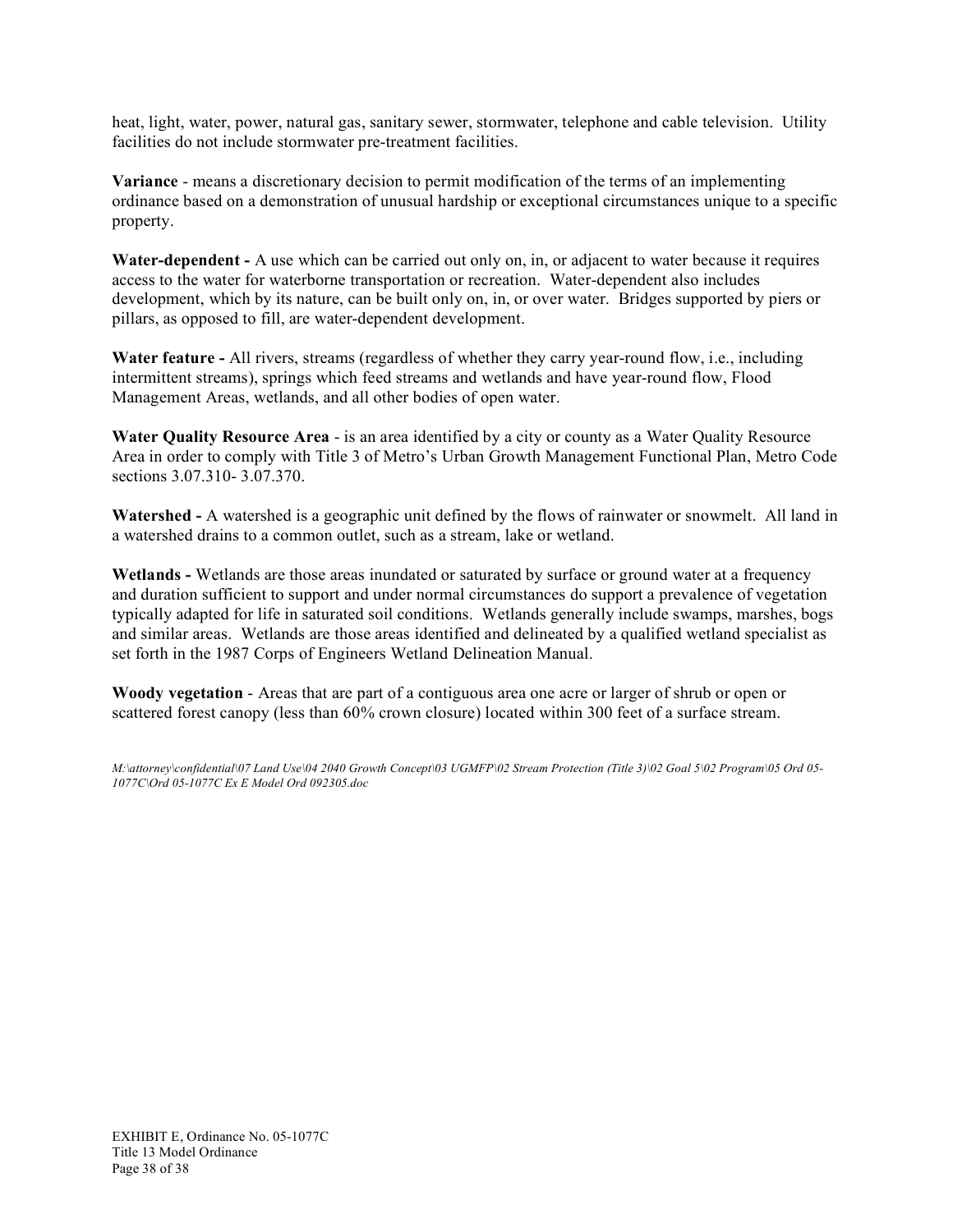heat, light, water, power, natural gas, sanitary sewer, stormwater, telephone and cable television. Utility facilities do not include stormwater pre-treatment facilities.

**Variance** - means a discretionary decision to permit modification of the terms of an implementing ordinance based on a demonstration of unusual hardship or exceptional circumstances unique to a specific property.

**Water-dependent -** A use which can be carried out only on, in, or adjacent to water because it requires access to the water for waterborne transportation or recreation. Water-dependent also includes development, which by its nature, can be built only on, in, or over water. Bridges supported by piers or pillars, as opposed to fill, are water-dependent development.

**Water feature -** All rivers, streams (regardless of whether they carry year-round flow, i.e., including intermittent streams), springs which feed streams and wetlands and have year-round flow, Flood Management Areas, wetlands, and all other bodies of open water.

**Water Quality Resource Area** - is an area identified by a city or county as a Water Quality Resource Area in order to comply with Title 3 of Metro's Urban Growth Management Functional Plan, Metro Code sections 3.07.310- 3.07.370.

**Watershed -** A watershed is a geographic unit defined by the flows of rainwater or snowmelt. All land in a watershed drains to a common outlet, such as a stream, lake or wetland.

**Wetlands -** Wetlands are those areas inundated or saturated by surface or ground water at a frequency and duration sufficient to support and under normal circumstances do support a prevalence of vegetation typically adapted for life in saturated soil conditions. Wetlands generally include swamps, marshes, bogs and similar areas. Wetlands are those areas identified and delineated by a qualified wetland specialist as set forth in the 1987 Corps of Engineers Wetland Delineation Manual.

**Woody vegetation** - Areas that are part of a contiguous area one acre or larger of shrub or open or scattered forest canopy (less than 60% crown closure) located within 300 feet of a surface stream.

*M:\attorney\confidential\07 Land Use\04 2040 Growth Concept\03 UGMFP\02 Stream Protection (Title 3)\02 Goal 5\02 Program\05 Ord 05-1077C\Ord 05-1077C Ex E Model Ord 092305.doc*